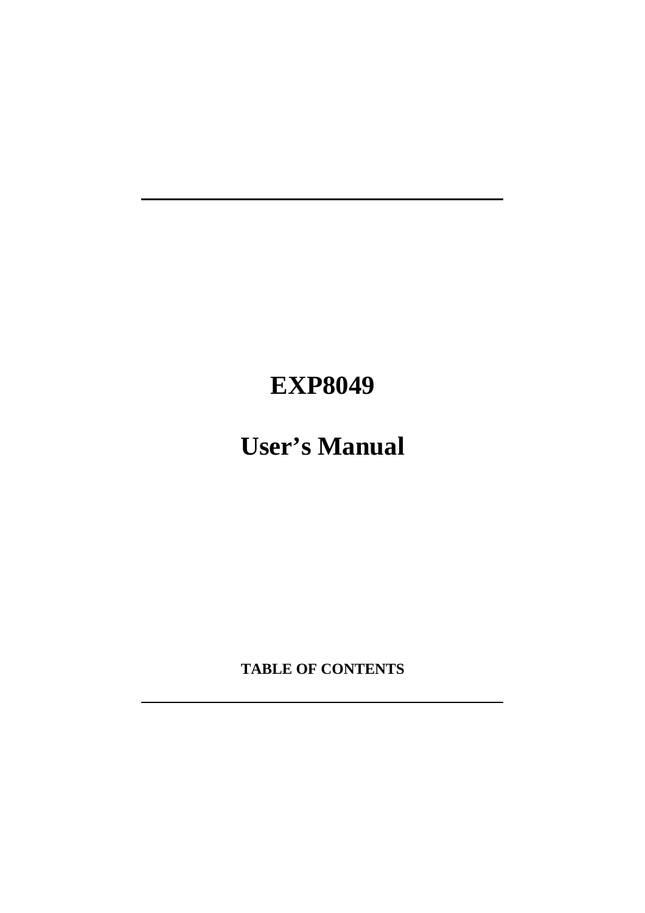# EXP8049

# User's Manual

**TABLE OF CONTENTS**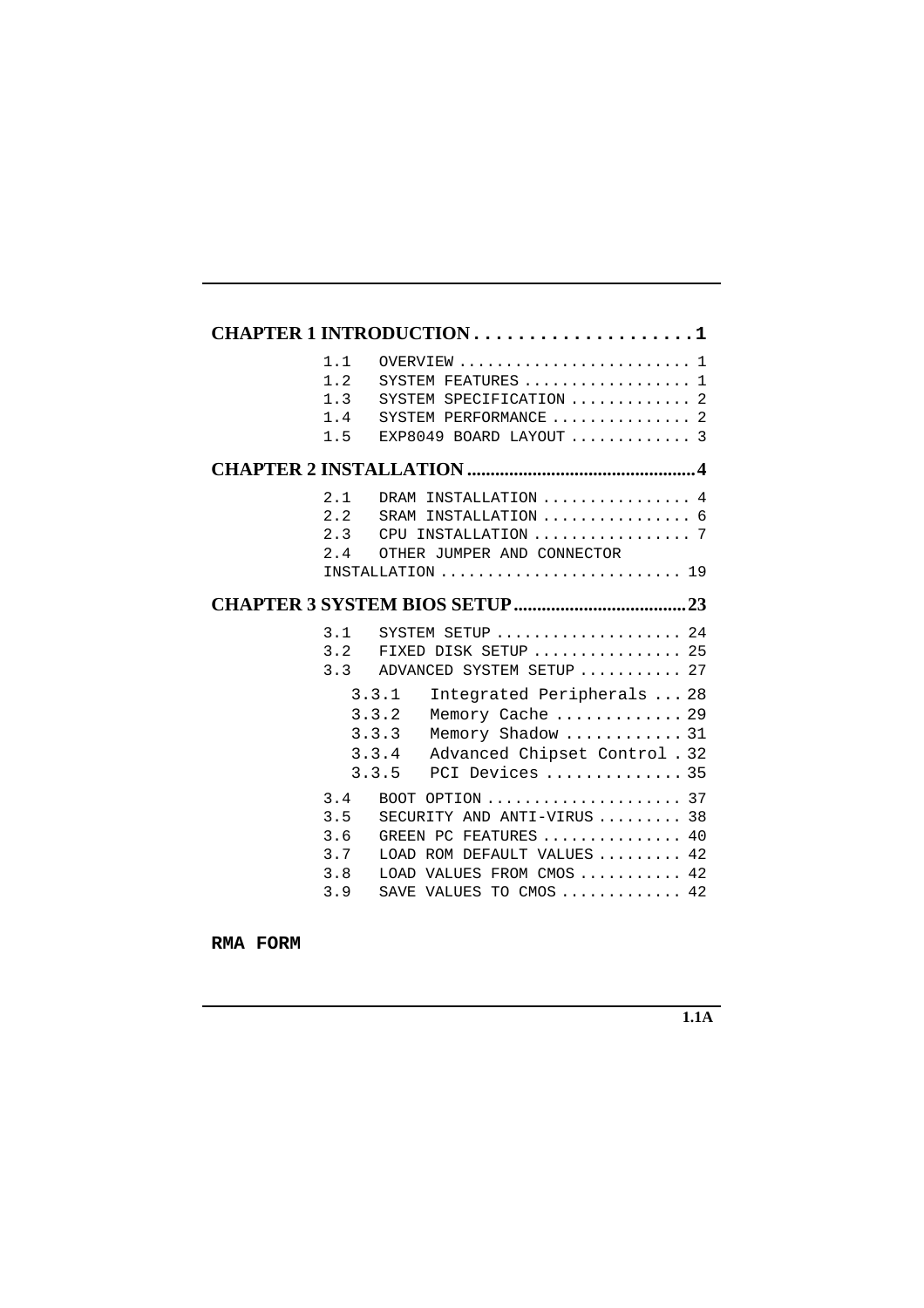**CHAPTER 1 INTRODUCTION . . . . . . . . . . . . . . . . . . . . 1**

- 1.1 OVERVIEW . . . . . . . . . . . . . . . . . . . . . . . . . 1
- 1.2 SYSTEM FEATURES . . . . . . . . . . . . . . . . . . 1
- 1.3 SYSTEM SPECIFICATION . . . . . . . . . . . . . 2
- 1.4 SYSTEM PERFORMANCE . . . . . . . . . . . . . . . 2
- 1.5 EXP8049 BOARD LAYOUT . . . . . . . . . . . . . 3

**CHAPTER 2 INSTALLATION ................................................4**

- 2.1 DRAM INSTALLATION . . . . . . . . . . . . . . . . 4
- 2.2 SRAM INSTALLATION . . . . . . . . . . . . . . . . 6
- 2.3 CPU INSTALLATION . . . . . . . . . . . . . . . . . 7
- 2.4 OTHER JUMPER AND CONNECTOR INSTALLATION . . . . . . . . . . . . . . . . . . . . . . . . . . 19

**CHAPTER 3 SYSTEM BIOS SETUP.....................................23**

- 3.1 SYSTEM SETUP . . . . . . . . . . . . . . . . . . . . 24
- 3.2 FIXED DISK SETUP . . . . . . . . . . . . . . . . 25
- 3.3 ADVANCED SYSTEM SETUP . . . . . . . . . . . 27
  - 3.3.1 Integrated Peripherals . . . 28
  - 3.3.2 Memory Cache . . . . . . . . . . . . . 29
  - 3.3.3 Memory Shadow . . . . . . . . . . . . 31
  - 3.3.4 Advanced Chipset Control . 32
  - 3.3.5 PCI Devices . . . . . . . . . . . . . . 35
- 3.4 BOOT OPTION . . . . . . . . . . . . . . . . . . . . . 37
- 3.5 SECURITY AND ANTI-VIRUS . . . . . . . . . 38
- 3.6 GREEN PC FEATURES . . . . . . . . . . . . . . . 40
- 3.7 LOAD ROM DEFAULT VALUES . . . . . . . . . 42
- 3.8 LOAD VALUES FROM CMOS . . . . . . . . . . . 42
- 3.9 SAVE VALUES TO CMOS . . . . . . . . . . . . . 42

**RMA FORM**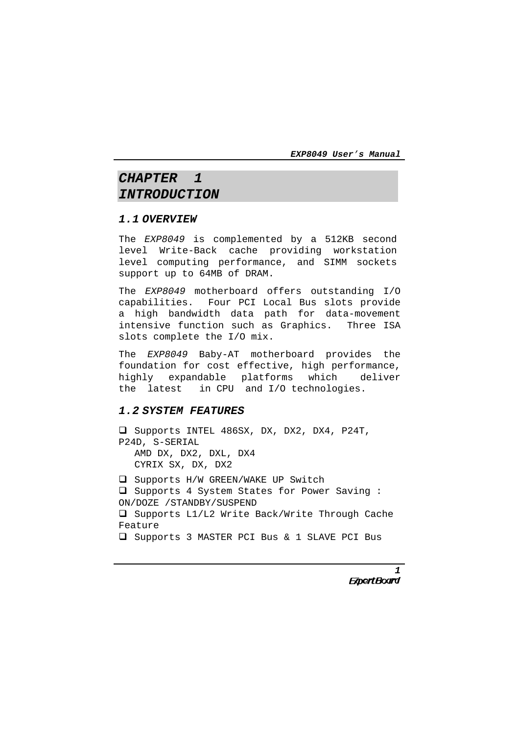# CHAPTER 1 INTRODUCTION

## 1.1 OVERVIEW

The *EXP8049* is complemented by a 512KB second level Write-Back cache providing workstation level computing performance, and SIMM sockets support up to 64MB of DRAM.

The *EXP8049* motherboard offers outstanding I/O capabilities. Four PCI Local Bus slots provide a high bandwidth data path for data-movement intensive function such as Graphics. Three ISA slots complete the I/O mix.

The *EXP8049* Baby-AT motherboard provides the foundation for cost effective, high performance, highly expandable platforms which deliver the latest in CPU and I/O technologies.

## 1.2 SYSTEM FEATURES

- ❑ Supports INTEL 486SX, DX, DX2, DX4, P24T, P24D, S-SERIAL
  AMD DX, DX2, DXL, DX4
  CYRIX SX, DX, DX2
- ❑ Supports H/W GREEN/WAKE UP Switch
- ❑ Supports 4 System States for Power Saving : ON/DOZE /STANDBY/SUSPEND
- ❑ Supports L1/L2 Write Back/Write Through Cache Feature
- ❑ Supports 3 MASTER PCI Bus & 1 SLAVE PCI Bus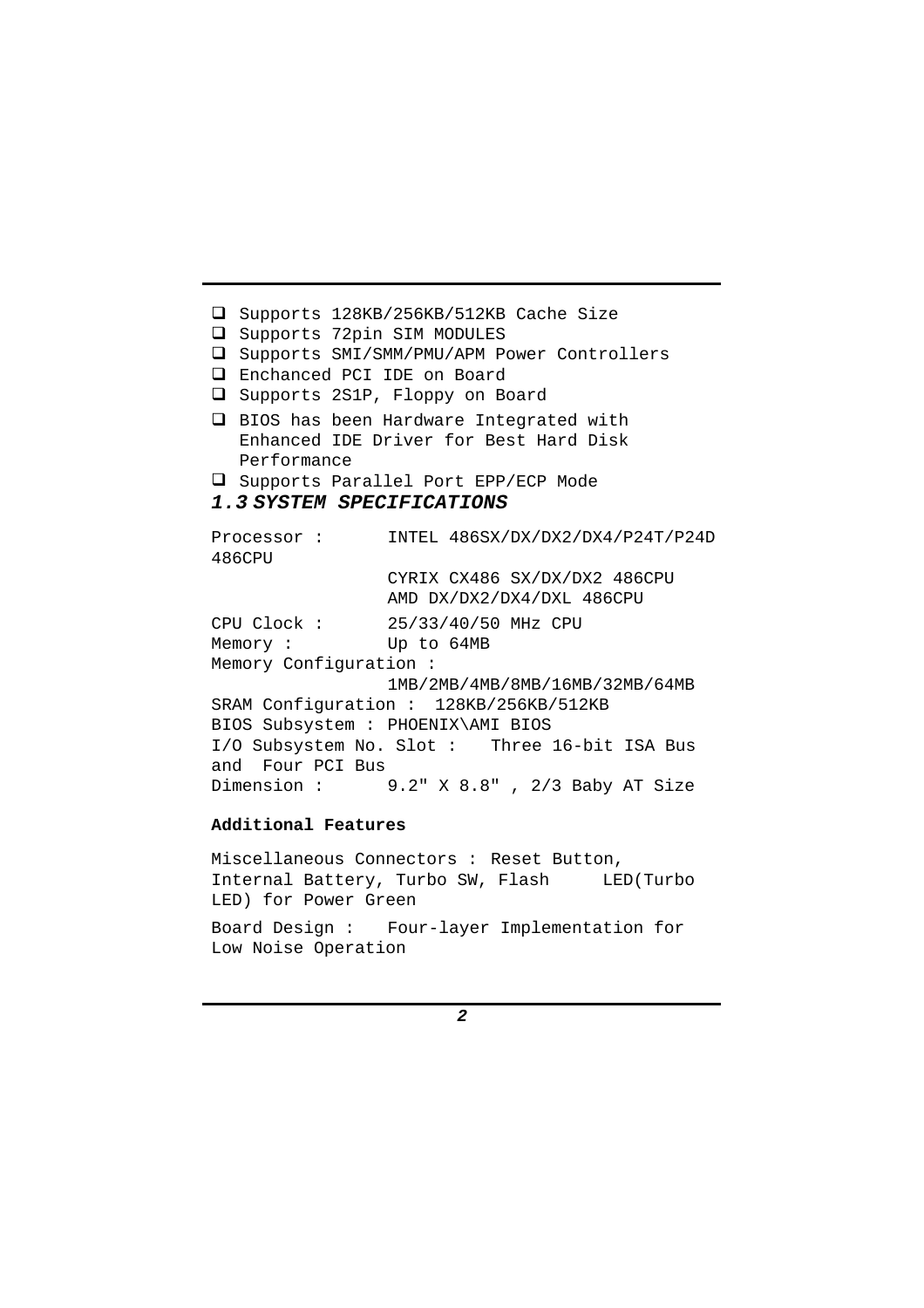- Supports 128KB/256KB/512KB Cache Size
- Supports 72pin SIM MODULES
- Supports SMI/SMM/PMU/APM Power Controllers
- Enchanced PCI IDE on Board
- Supports 2S1P, Floppy on Board
- BIOS has been Hardware Integrated with Enhanced IDE Driver for Best Hard Disk Performance
- Supports Parallel Port EPP/ECP Mode

## *1.3 SYSTEM SPECIFICATIONS*

Processor : INTEL 486SX/DX/DX2/DX4/P24T/P24D 486CPU
CYRIX CX486 SX/DX/DX2 486CPU
AMD DX/DX2/DX4/DXL 486CPU

CPU Clock : 25/33/40/50 MHz CPU
Memory : Up to 64MB
Memory Configuration :
1MB/2MB/4MB/8MB/16MB/32MB/64MB
SRAM Configuration : 128KB/256KB/512KB
BIOS Subsystem : PHOENIX\AMI BIOS
I/O Subsystem No. Slot : Three 16-bit ISA Bus and Four PCI Bus
Dimension : 9.2" X 8.8" , 2/3 Baby AT Size

**Additional Features**

Miscellaneous Connectors : Reset Button, Internal Battery, Turbo SW, Flash LED(Turbo LED) for Power Green

Board Design : Four-layer Implementation for Low Noise Operation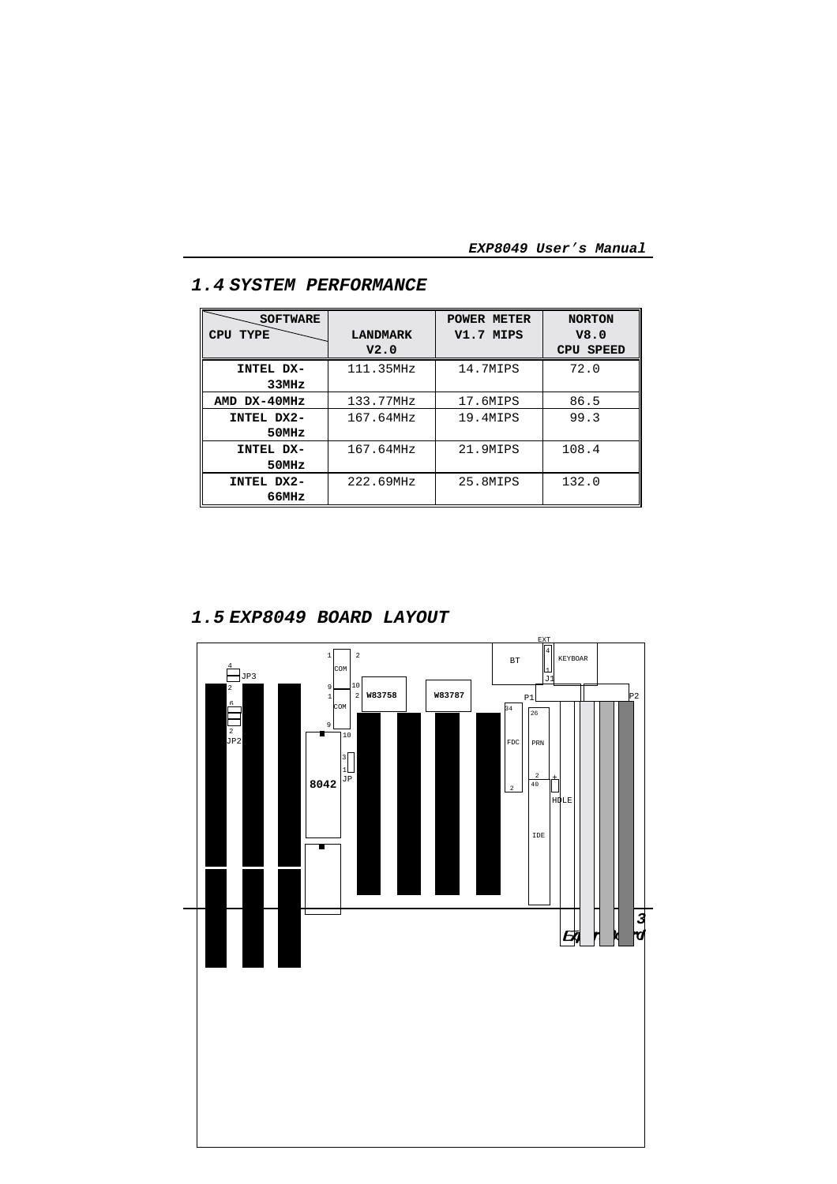## 1.4 SYSTEM PERFORMANCE

| SOFTWARE / CPU TYPE | LANDMARK V2.0 | POWER METER V1.7 MIPS | NORTON V8.0 CPU SPEED |
|---|---|---|---|
| INTEL DX-33MHz | 111.35MHz | 14.7MIPS | 72.0 |
| AMD DX-40MHz | 133.77MHz | 17.6MIPS | 86.5 |
| INTEL DX2-50MHz | 167.64MHz | 19.4MIPS | 99.3 |
| INTEL DX-50MHz | 167.64MHz | 21.9MIPS | 108.4 |
| INTEL DX2-66MHz | 222.69MHz | 25.8MIPS | 132.0 |

## 1.5 EXP8049 BOARD LAYOUT

EXT
4
1
J1
KEYBOAR
BT
1 2
COM
9 10
1 2
COM
9 10
W83758
W83787
P1
P2
34
26
FDC
PRN
2
2
40
+
HDLE
IDE
4
JP3
2
6
2
JP2
3
1
JP
8042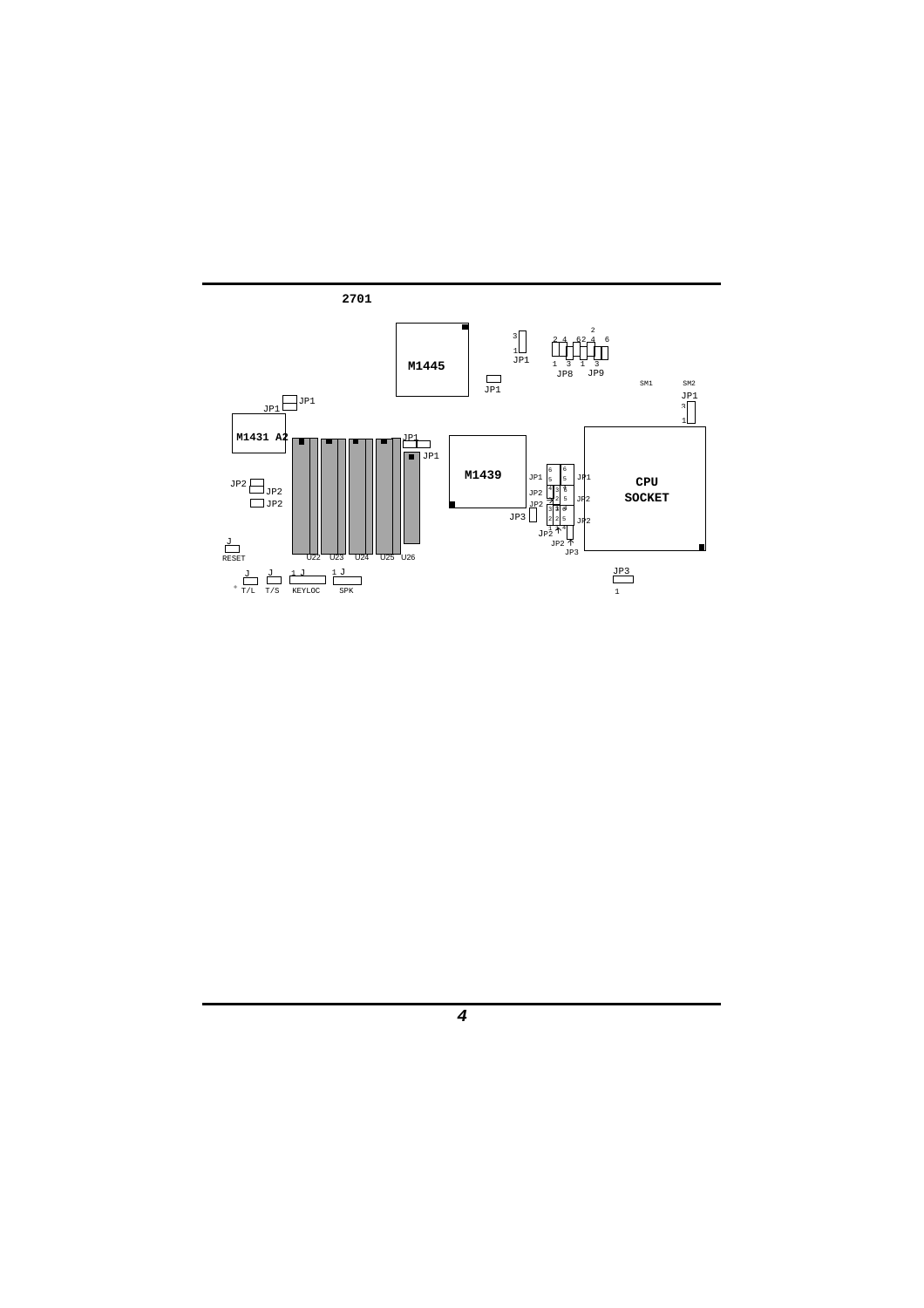2701

M1445

3

1
JP1

2 4 6 2 4 6

1 3 1 3
JP8 JP9

JP1

SM1 SM2

JP1

JP1

M1431 A2

JP1

JP1

M1439

CPU SOCKET

JP2

JP2

JP2

JP1 JP1

JP2 JP2

JP2

JP3

JP2

JP2

JP3

J
RESET

U22 U23 U24 U25 U26

J T/L
J T/S
1 J KEYLOC
1 J SPK

JP3
1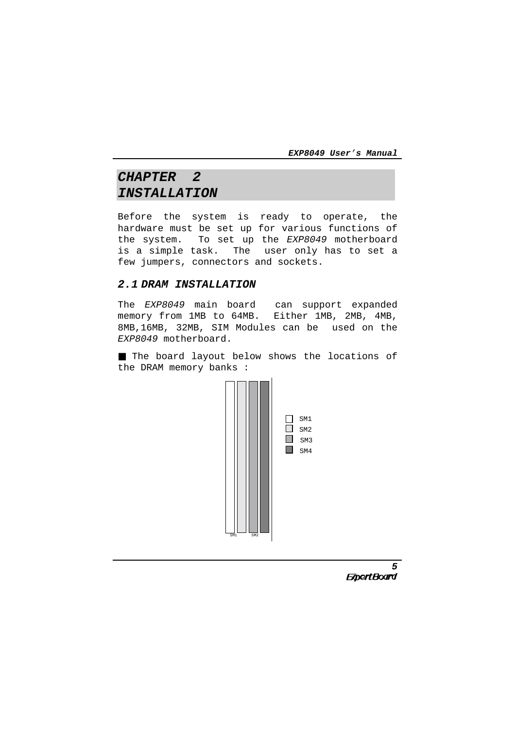# CHAPTER 2 INSTALLATION

Before the system is ready to operate, the hardware must be set up for various functions of the system. To set up the *EXP8049* motherboard is a simple task. The user only has to set a few jumpers, connectors and sockets.

## 2.1 DRAM INSTALLATION

The *EXP8049* main board can support expanded memory from 1MB to 64MB. Either 1MB, 2MB, 4MB, 8MB,16MB, 32MB, SIM Modules can be used on the *EXP8049* motherboard.

■ The board layout below shows the locations of the DRAM memory banks :

SM1
SM2
SM3
SM4

SM1 SM2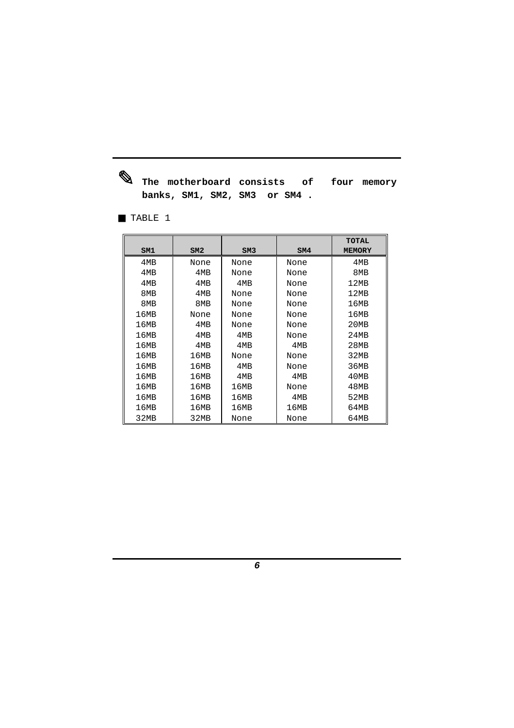✎ **The motherboard consists of four memory banks, SM1, SM2, SM3 or SM4 .**

■ TABLE 1

| SM1 | SM2 | SM3 | SM4 | TOTAL MEMORY |
|---|---|---|---|---|
| 4MB | None | None | None | 4MB |
| 4MB | 4MB | None | None | 8MB |
| 4MB | 4MB | 4MB | None | 12MB |
| 8MB | 4MB | None | None | 12MB |
| 8MB | 8MB | None | None | 16MB |
| 16MB | None | None | None | 16MB |
| 16MB | 4MB | None | None | 20MB |
| 16MB | 4MB | 4MB | None | 24MB |
| 16MB | 4MB | 4MB | 4MB | 28MB |
| 16MB | 16MB | None | None | 32MB |
| 16MB | 16MB | 4MB | None | 36MB |
| 16MB | 16MB | 4MB | 4MB | 40MB |
| 16MB | 16MB | 16MB | None | 48MB |
| 16MB | 16MB | 16MB | 4MB | 52MB |
| 16MB | 16MB | 16MB | 16MB | 64MB |
| 32MB | 32MB | None | None | 64MB |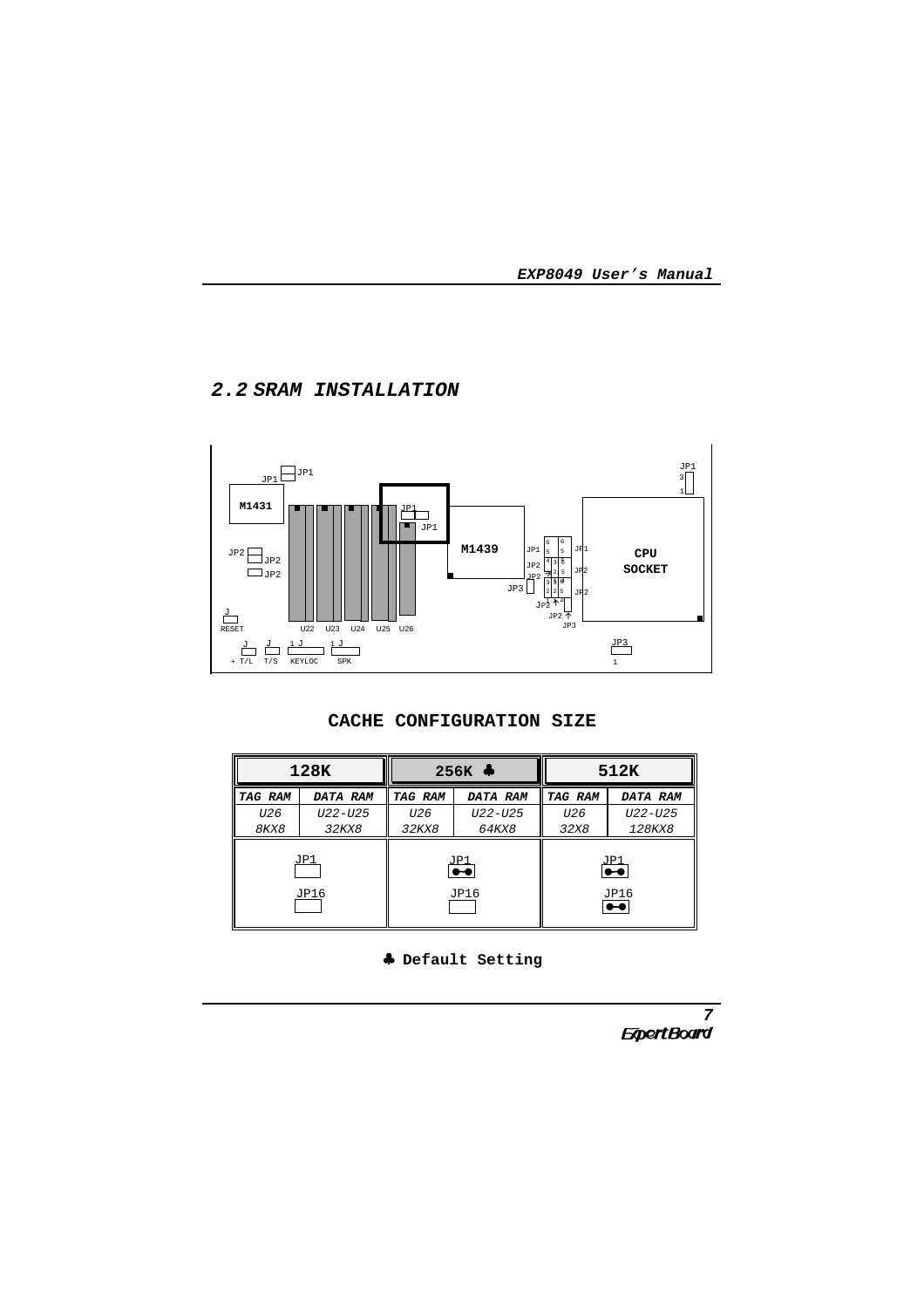## 2.2 SRAM INSTALLATION

**CACHE CONFIGURATION SIZE**

| **128K** | | **256K ♣** | | **512K** | |
|---|---|---|---|---|---|
| ***TAG RAM*** | ***DATA RAM*** | ***TAG RAM*** | ***DATA RAM*** | ***TAG RAM*** | ***DATA RAM*** |
| *U26* | *U22-U25* | *U26* | *U22-U25* | *U26* | *U22-U25* |
| *8KX8* | *32KX8* | *32KX8* | *64KX8* | *32X8* | *128KX8* |
| JP1 (open) | | JP1 (closed) | | JP1 (closed) | |
| JP16 (open) | | JP16 (open) | | JP16 (closed) | |

♣ **Default Setting**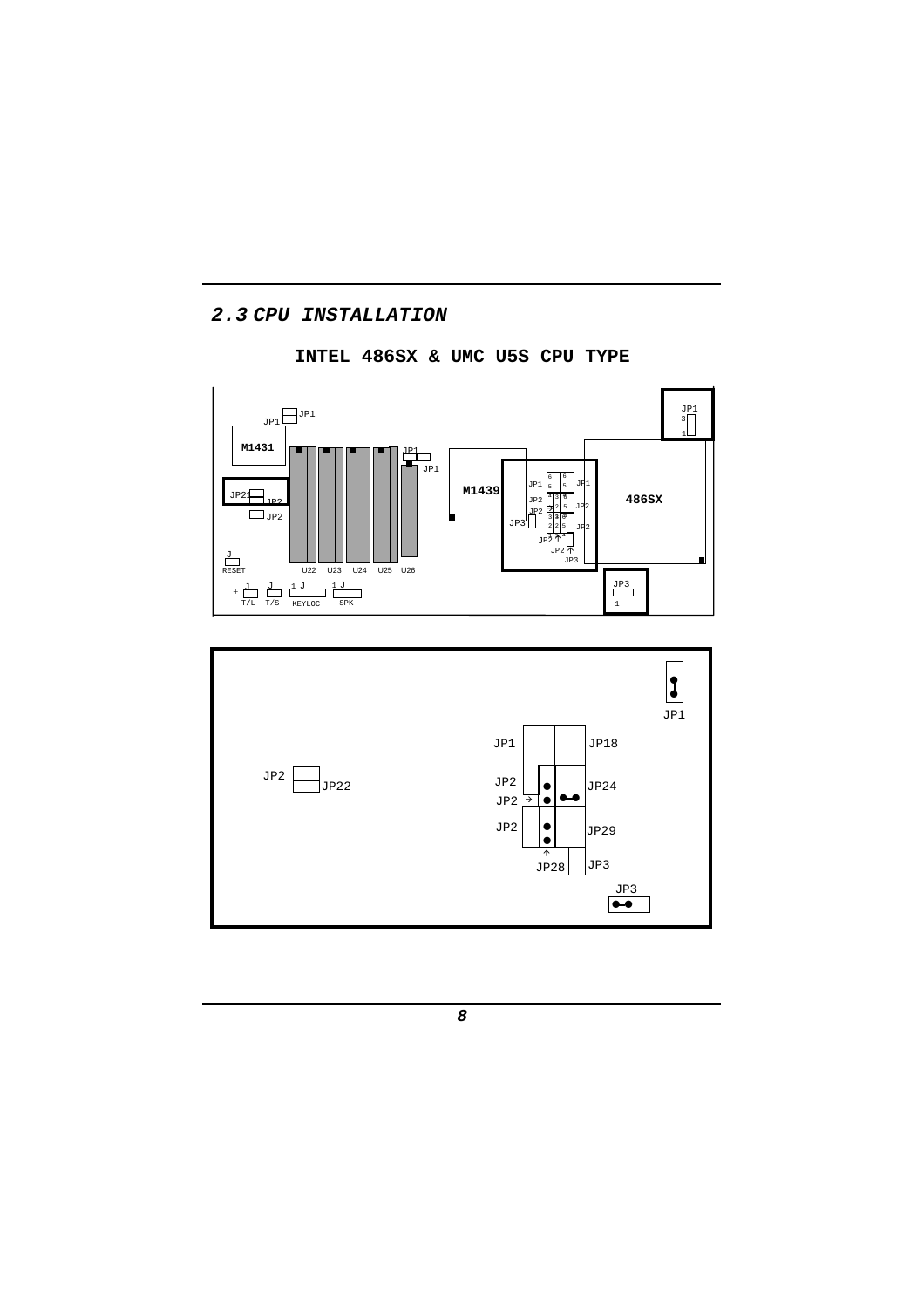## 2.3 CPU INSTALLATION

**INTEL 486SX & UMC U5S CPU TYPE**

JP1
JP1
M1431
JP2
JP2
JP2
J
RESET
U22 U23 U24 U25 U26
JP1
JP1
M1439
JP1
JP2
JP2
JP3
JP2
JP2
JP3
JP1
JP2
JP2
JP1
3
1
486SX
JP3
1
+ J J 1 J 1 J
T/L T/S KEYLOC SPK

JP1

JP1 JP18

JP2 JP22

JP2 JP24
JP2
JP2 JP29
JP28 JP3

JP3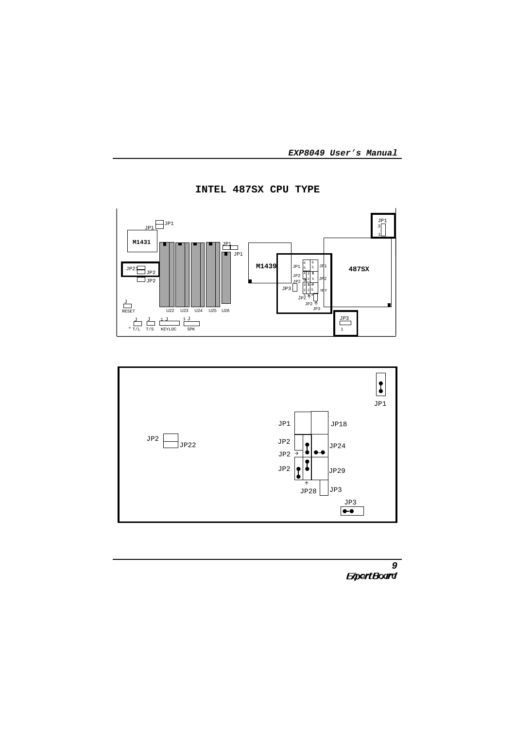# INTEL 487SX CPU TYPE

M1431

M1439

487SX

U22 U23 U24 U25 U26

RESET

T/L T/S KEYLOC SPK

JP1

JP18

JP2 JP22

JP2 JP24

JP2

JP2 JP29

JP28 JP3

JP3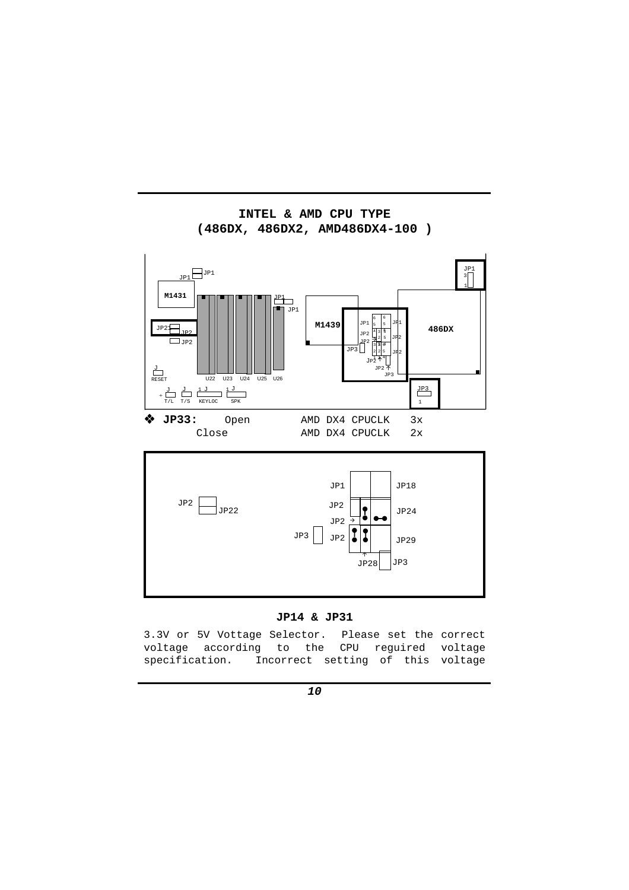## INTEL & AMD CPU TYPE
## (486DX, 486DX2, AMD486DX4-100 )

❖ **JP33:** Open AMD DX4 CPUCLK 3x
Close AMD DX4 CPUCLK 2x

### JP14 & JP31

3.3V or 5V Vottage Selector. Please set the correct voltage according to the CPU reguired voltage specification. Incorrect setting of this voltage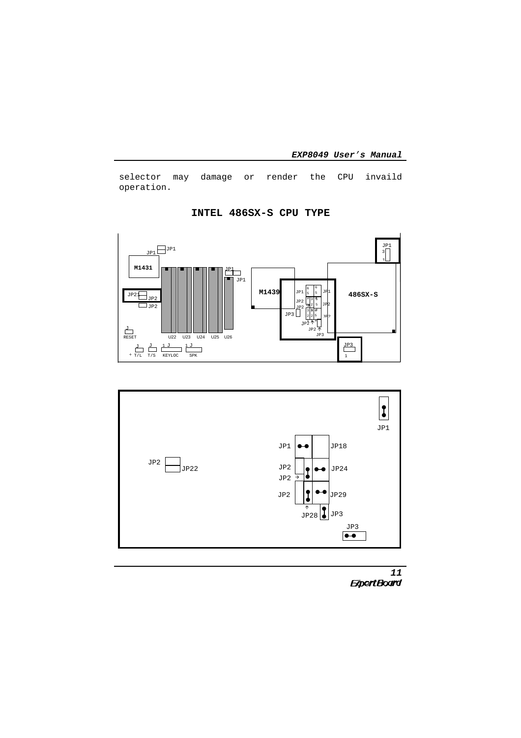selector may damage or render the CPU invaild operation.

## INTEL 486SX-S CPU TYPE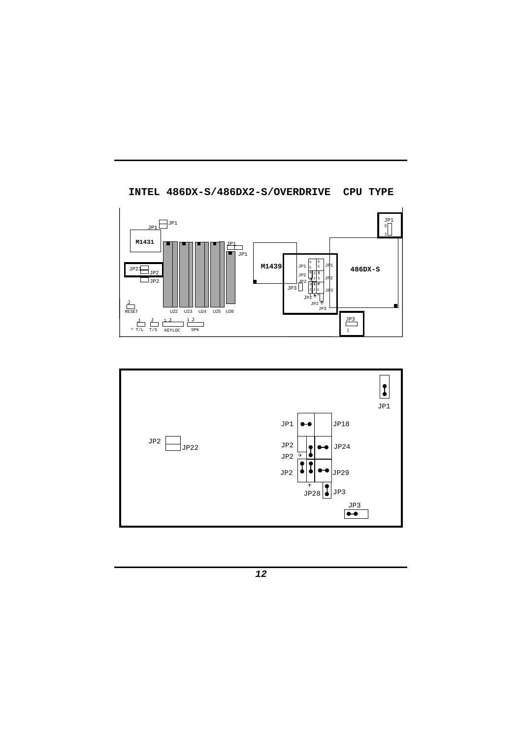## INTEL 486DX-S/486DX2-S/OVERDRIVE CPU TYPE

JP1

JP1

M1431

JP1

JP1

M1439

JP1

JP1

486DX-S

JP22

JP2

JP2

JP2

JP2

JP3

JP2

JP2

JP2

JP3

JP3

J

RESET

U22 U23 U24 U25 U26

J T/L

J T/S

1 J KEYLOC

1 J SPK

JP1

JP1 JP18

JP2 JP22

JP2 JP24

JP2

JP2 JP29

JP28 JP3

JP3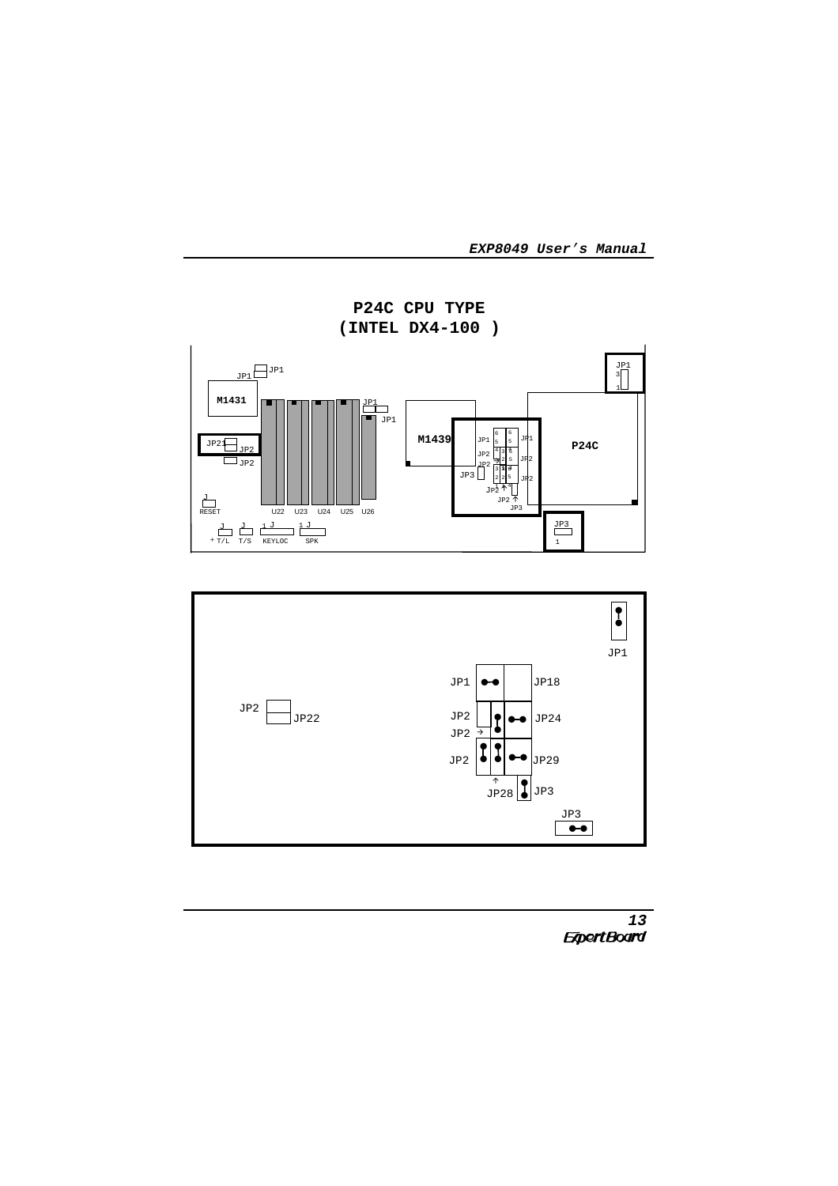# P24C CPU TYPE
# (INTEL DX4-100 )

JP1 JP1 M1431 JP1 JP1 M1439 JP1 JP1 P24C JP22 JP2 JP2 JP2 JP2 JP2 JP3 JP2 JP2 JP3 JP3 J RESET U22 U23 U24 U25 U26 J J J J T/L T/S KEYLOC SPK

JP1

JP1 JP18

JP2 JP22

JP2 JP24

JP2

JP2 JP29

JP28 JP3

JP3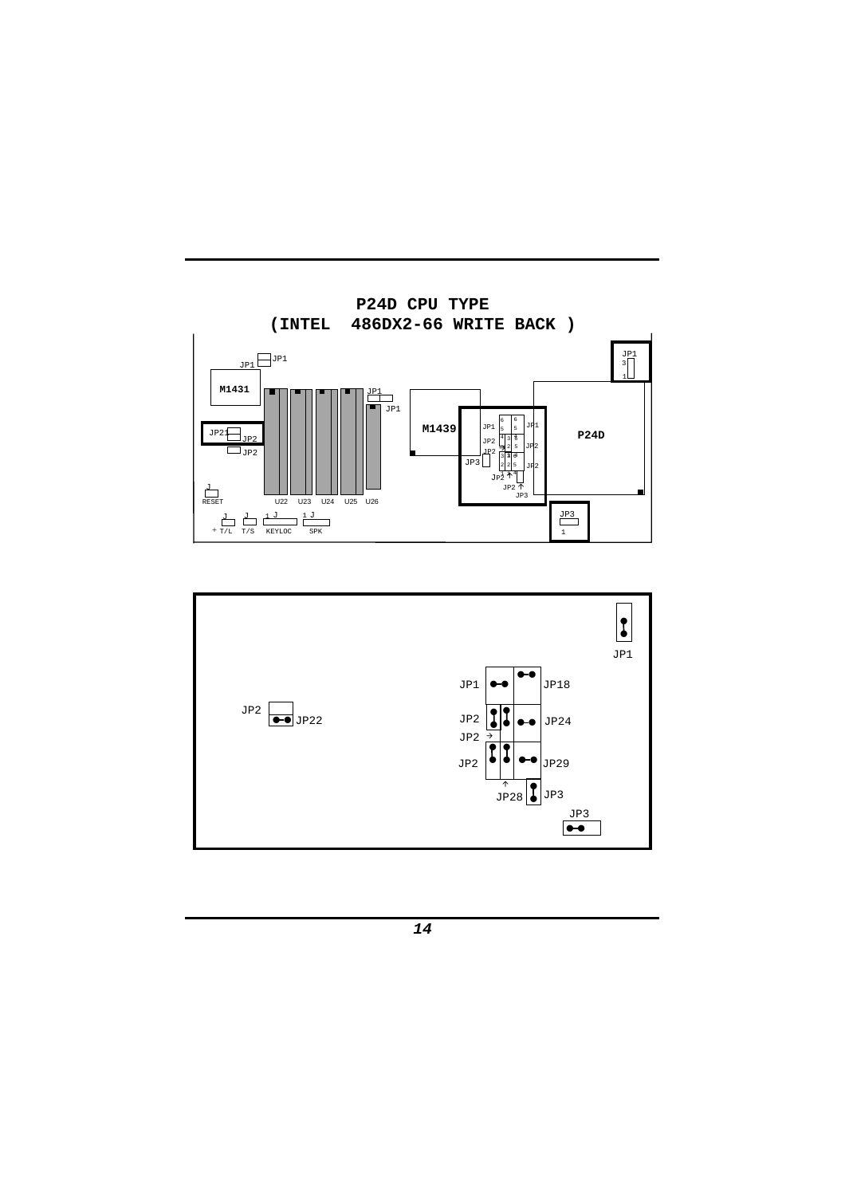## P24D CPU TYPE
## (INTEL 486DX2-66 WRITE BACK )

JP1 JP1 M1431 JP1 JP1 M1439 JP1 P24D JP21 JP2 JP2 JP2 JP2 JP3 JP2 JP2 JP3 JP3 RESET U22 U23 U24 U25 U26 T/L T/S KEYLOC SPK

JP1

JP1 JP18

JP2 JP22

JP2 JP24

JP2

JP2 JP29

JP28 JP3

JP3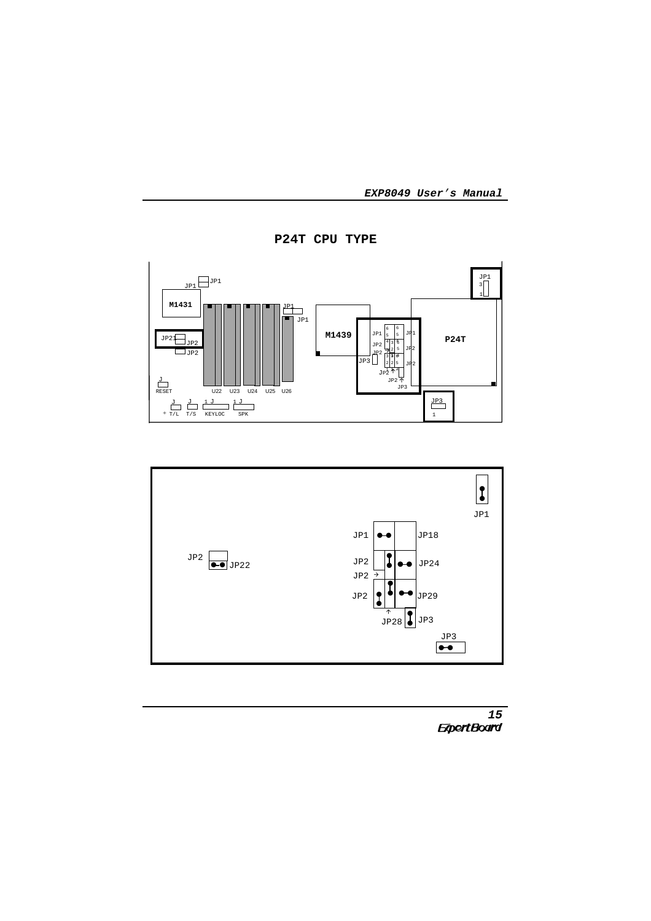# P24T CPU TYPE

M1431

JP1 JP1

JP21 JP2

JP2

J RESET

U22 U23 U24 U25 U26

JP1 JP1

M1439

JP1 JP1

JP2 JP2

JP2 JP2

JP3

JP2

JP2 JP3

P24T

JP1 3 1

JP3 1

J + T/L  J T/S  1 J KEYLOC  1 J SPK

JP1

JP1 JP18

JP2 JP22

JP2 JP24

JP2

JP2 JP29

JP28 JP3

JP3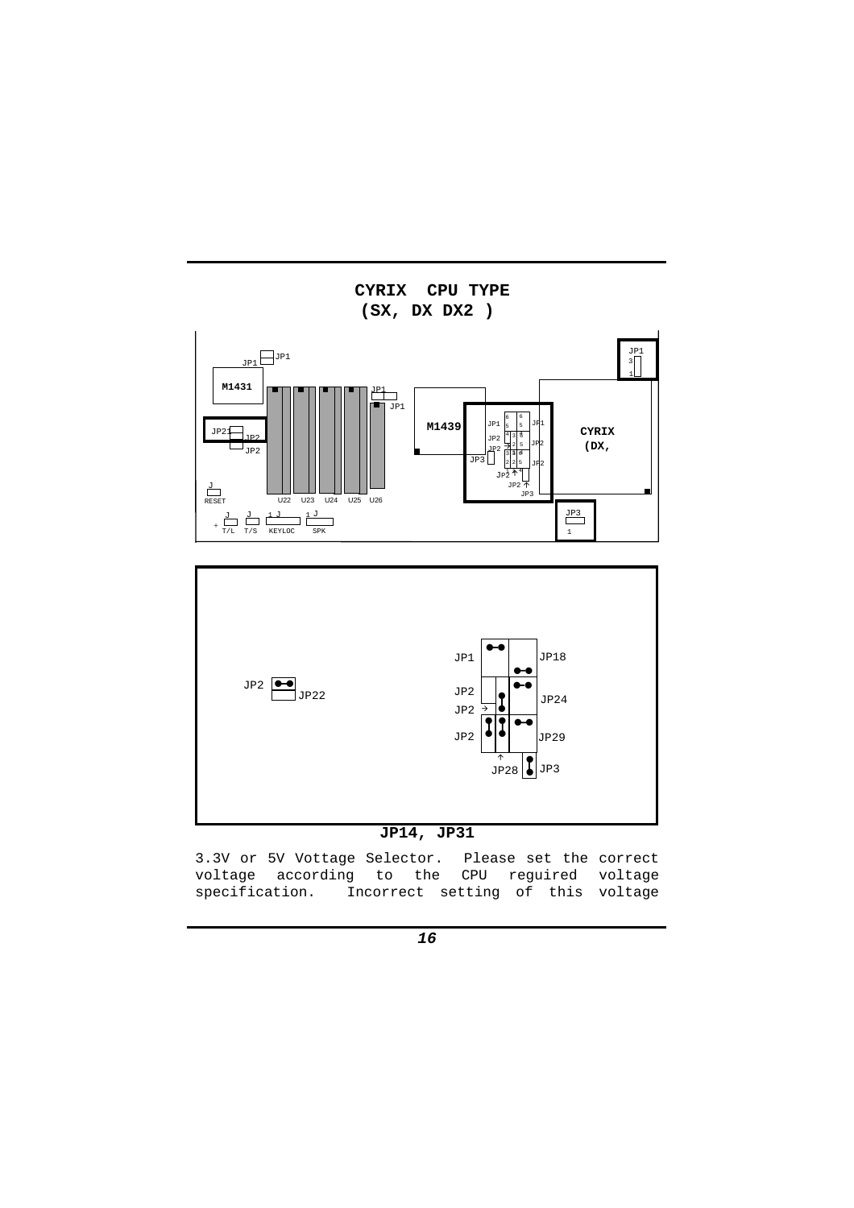# CYRIX CPU TYPE
## (SX, DX DX2 )

JP14, JP31

3.3V or 5V Vottage Selector. Please set the correct voltage according to the CPU reguired voltage specification. Incorrect setting of this voltage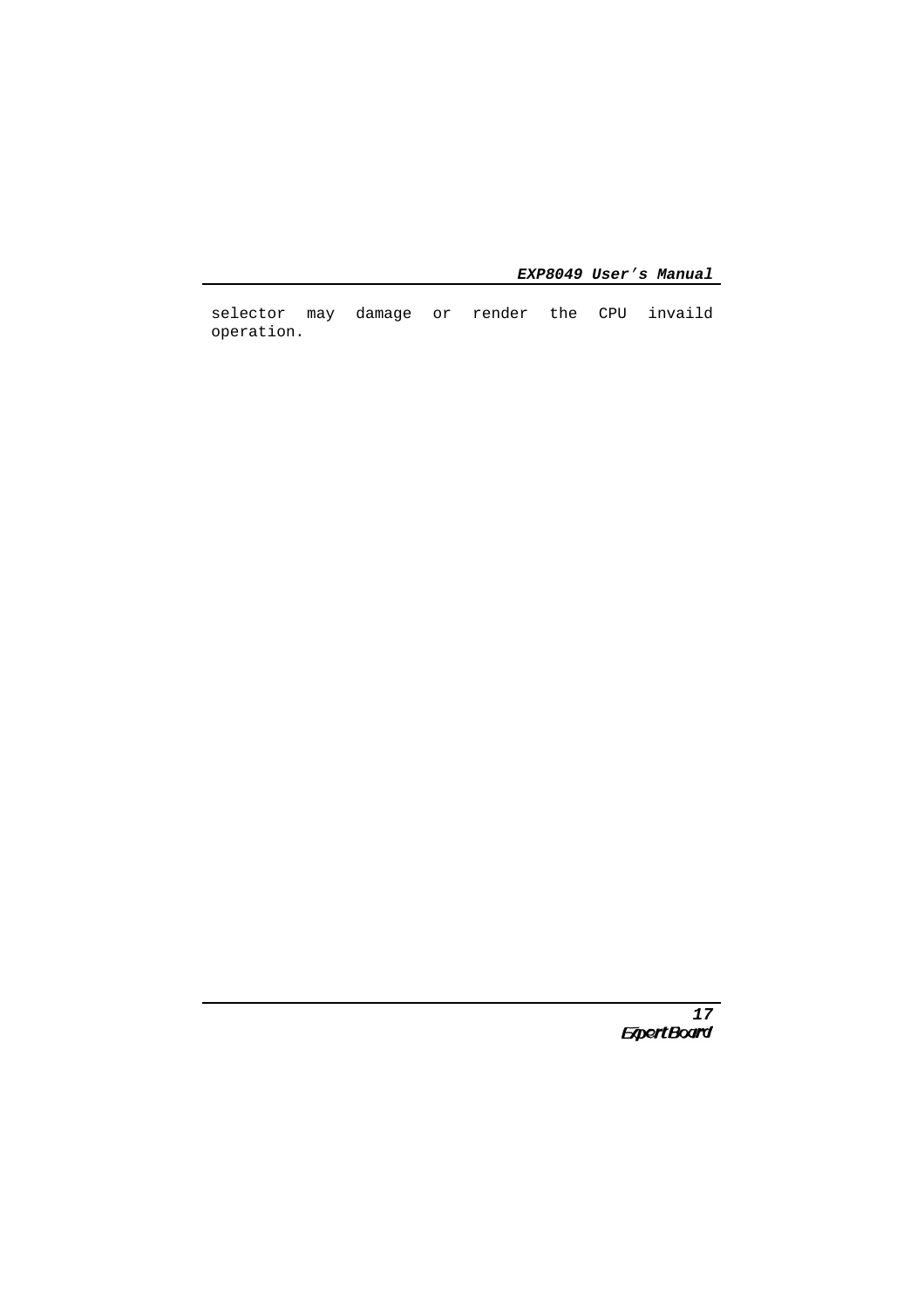selector may damage or render the CPU invaild operation.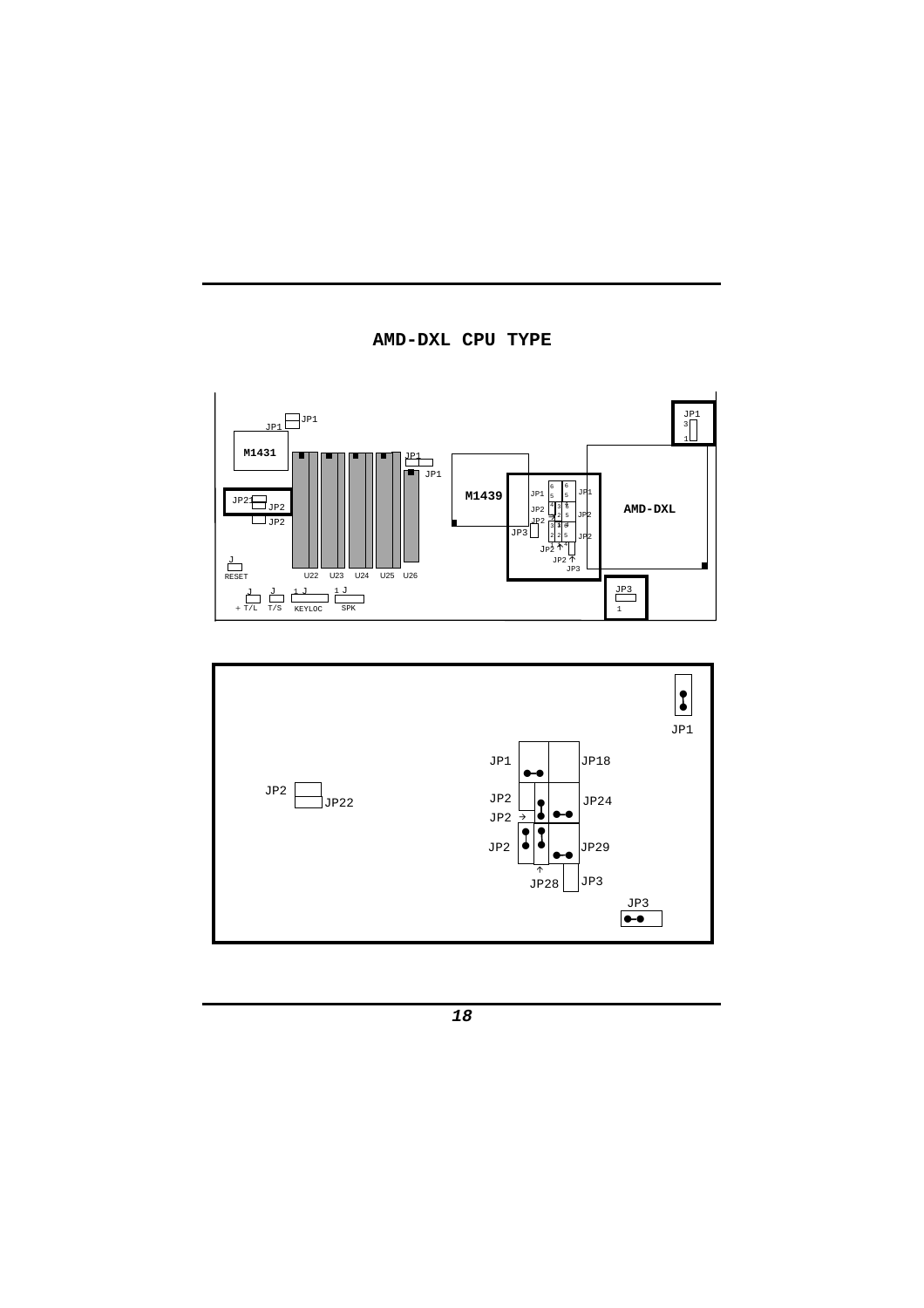# AMD-DXL CPU TYPE

M1431

JP1

JP1

JP22

JP2

JP2

U22 U23 U24 U25 U26

JP1

JP1

M1439

JP1

JP2

JP2

JP3

JP2

JP2

JP3

AMD-DXL

JP1

JP3

RESET

T/L T/S KEYLOC SPK

JP1

JP1 JP18

JP2 JP2 JP24

JP2 JP22

JP2 JP29

JP28 JP3

JP3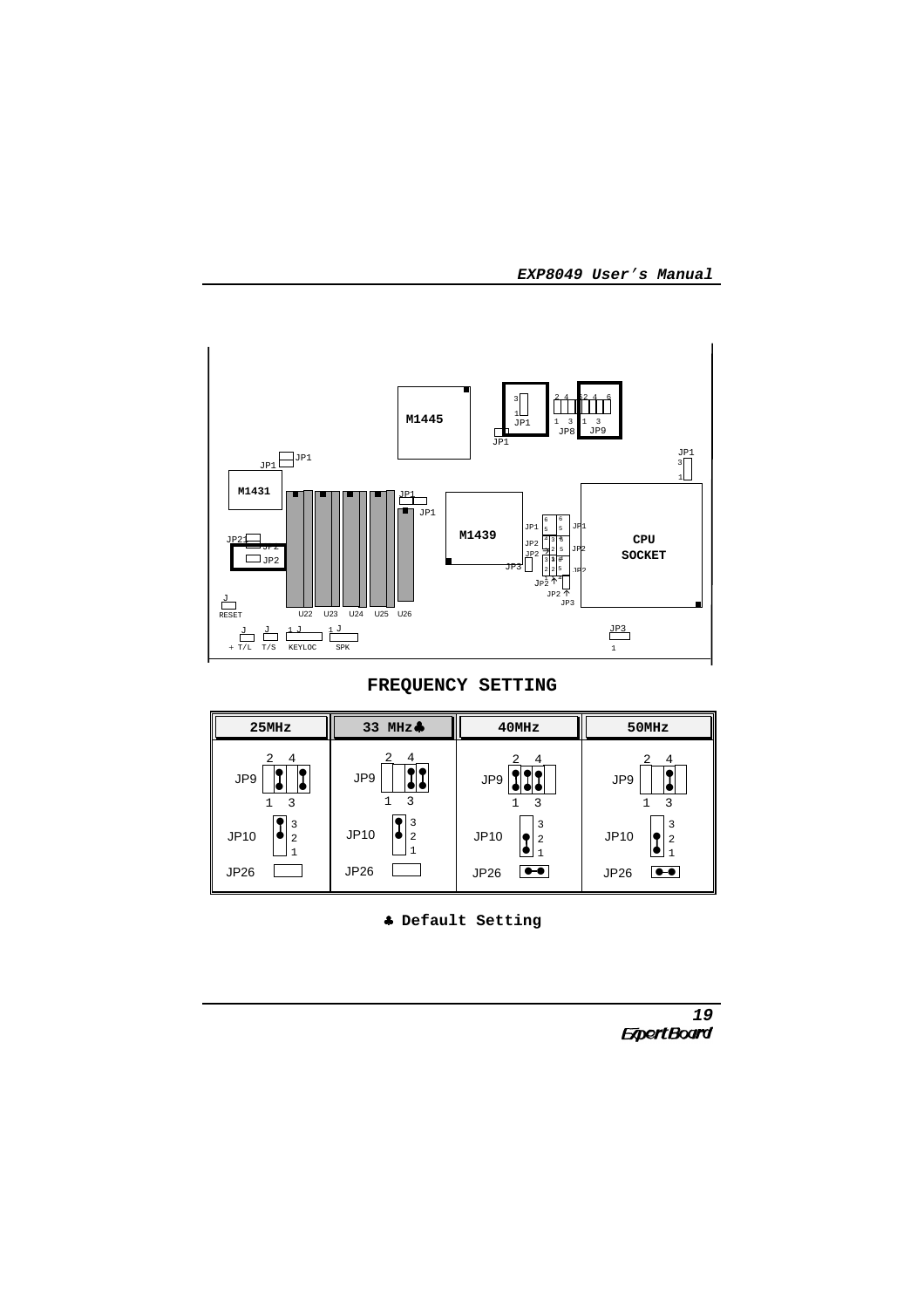## FREQUENCY SETTING

| 25MHz | 33 MHz♣ | 40MHz | 50MHz |
|---|---|---|---|
| JP9: 1-2, 3-4 | JP9: 3-4, 5-6 | JP9: 1-2, 3-4, 5-6 | JP9: 3-4 |
| JP10: 2-3 | JP10: 2-3 | JP10: 1-2 | JP10: 1-2 |
| JP26: Open | JP26: Open | JP26: Closed | JP26: Closed |

♣ **Default Setting**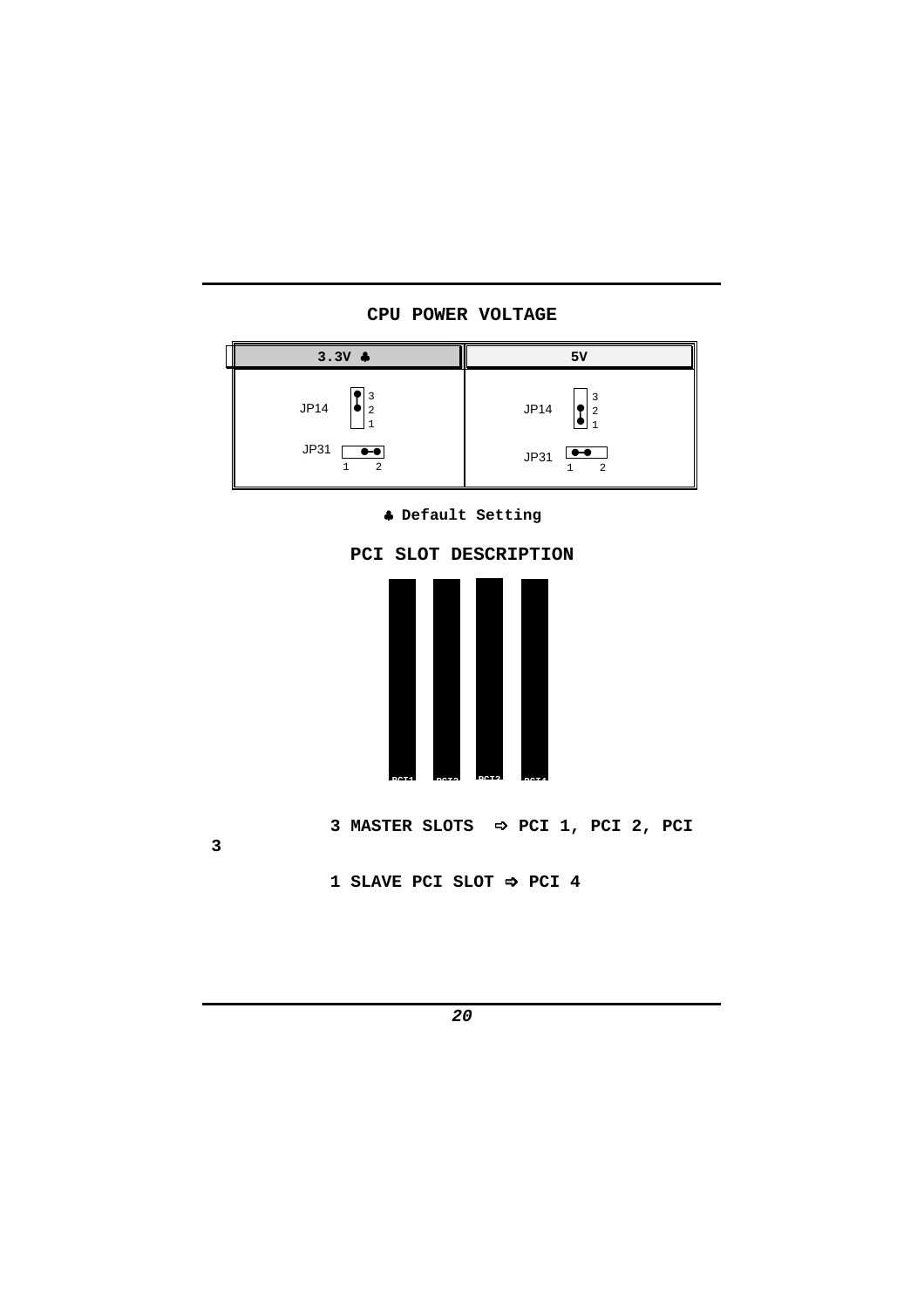## CPU POWER VOLTAGE

| 3.3V ♣ | 5V |
| --- | --- |
| JP14 3 2 1<br>JP31 1 2 | JP14 3 2 1<br>JP31 1 2 |

♣ **Default Setting**

## PCI SLOT DESCRIPTION

PCI1 PCI2 PCI3 PCI4

**3 MASTER SLOTS ⇨ PCI 1, PCI 2, PCI 3**

**1 SLAVE PCI SLOT ⇨ PCI 4**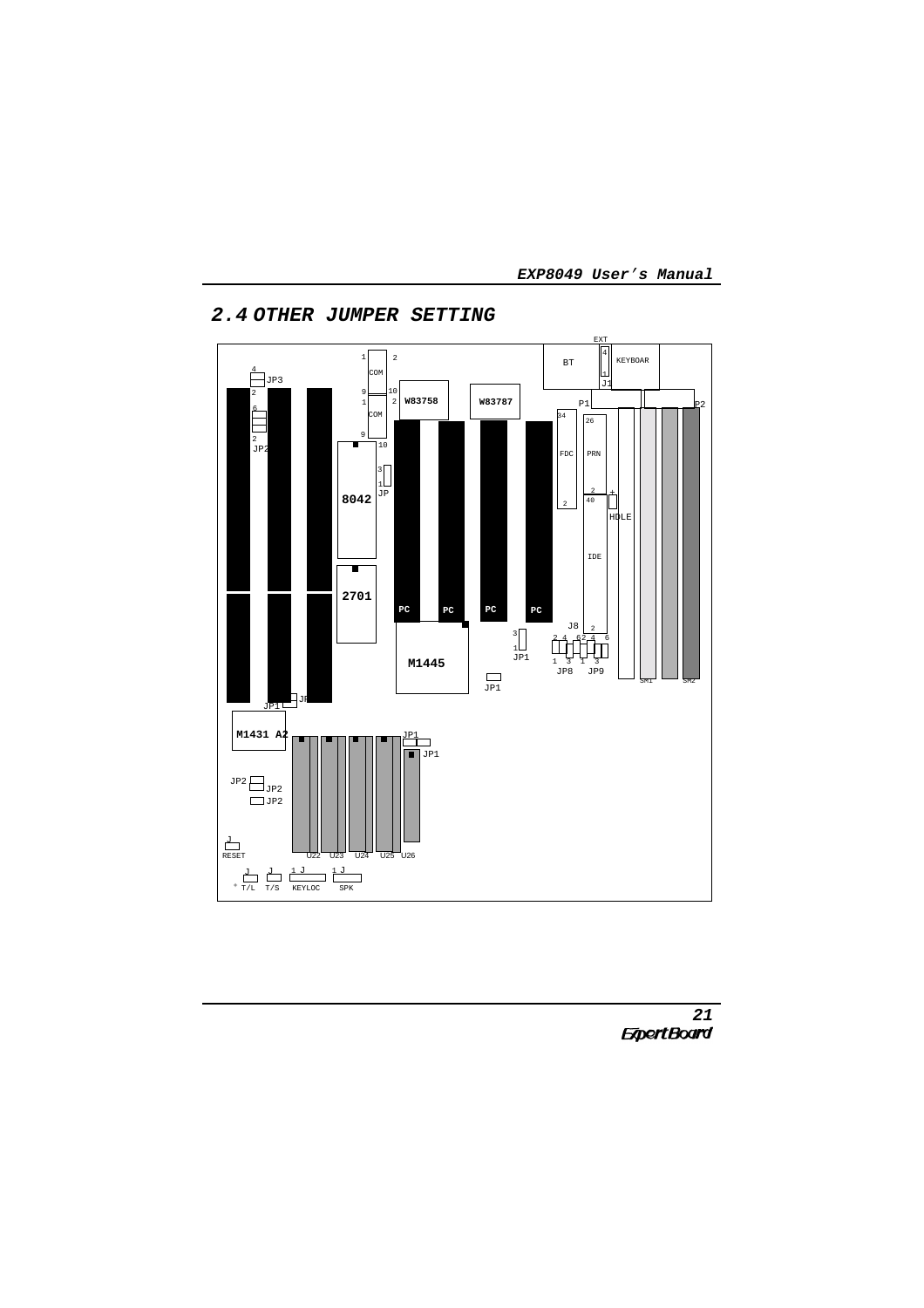## 2.4 OTHER JUMPER SETTING

EXT

BT

KEYBOAR

J1

4 JP3

2

6

2 JP2

1 COM 2

9 COM 10

1 2

9 10

W83758

W83787

P1

P2

34 FDC

26 PRN

2 40

+ HDLE

IDE

8042

3 1 JP

2701

PC PC PC PC

M1445

J8

2

3 1 JP1

2 4 6 2 4 6

1 3 1 3

JP8 JP9

JP1

SM1 SM2

JP1 JP

M1431 A2

JP1

JP1

JP2 JP2

JP2

J RESET

U22 U23 U24 U25 U26

J T/L J T/S 1 J KEYLOC 1 J SPK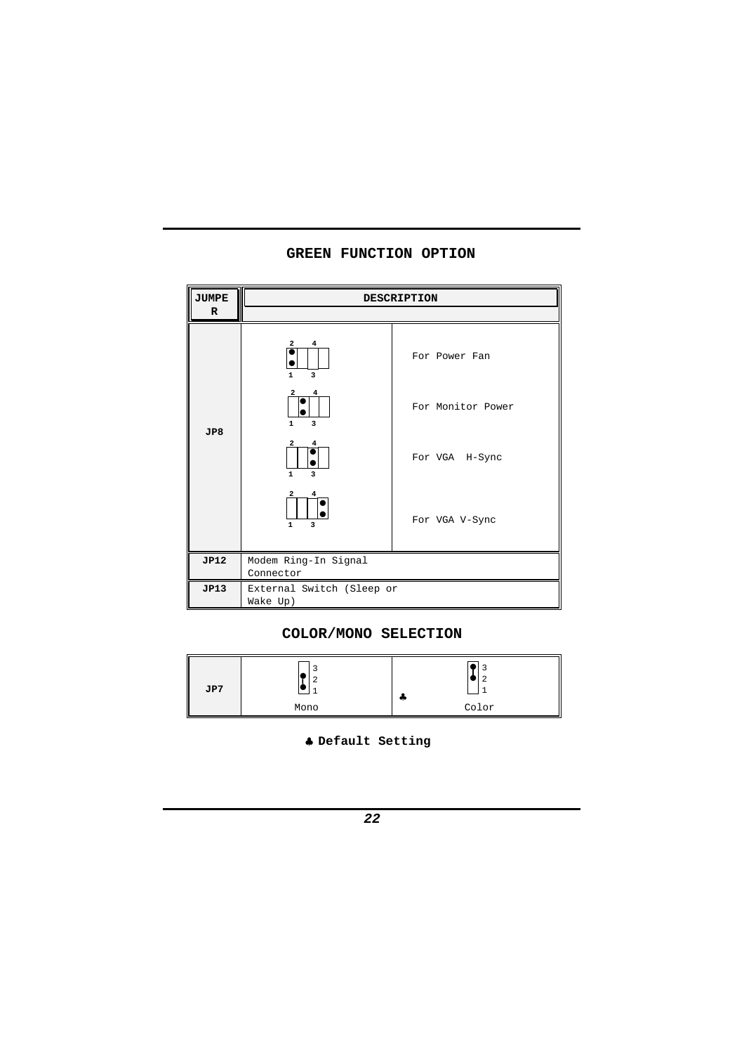## GREEN FUNCTION OPTION

| JUMPER | DESCRIPTION | |
|---|---|---|
| JP8 | 1-2 | For Power Fan |
| | 2-3 | For Monitor Power |
| | 3-4 | For VGA H-Sync |
| | 4-5 | For VGA V-Sync |
| JP12 | Modem Ring-In Signal Connector | |
| JP13 | External Switch (Sleep or Wake Up) | |

## COLOR/MONO SELECTION

| JP7 | 1-2 Mono | ♣ 2-3 Color |
|---|---|---|

♣ **Default Setting**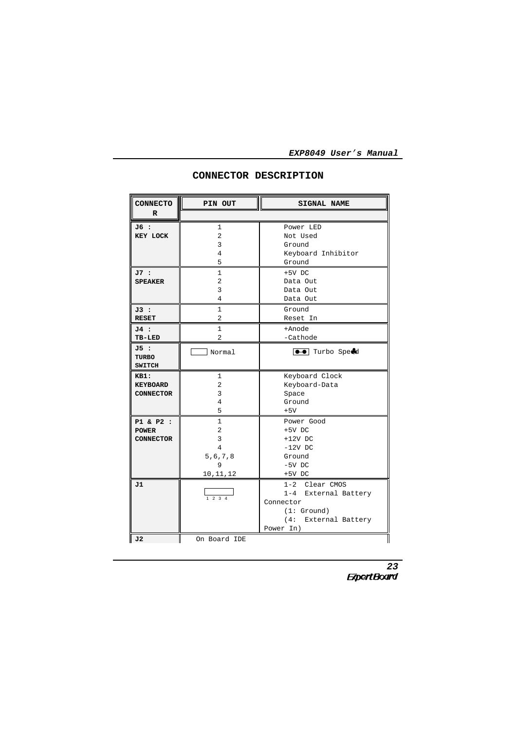## CONNECTOR DESCRIPTION

| CONNECTOR | PIN OUT | SIGNAL NAME |
|---|---|---|
| **J6 : KEY LOCK** | 1<br>2<br>3<br>4<br>5 | Power LED<br>Not Used<br>Ground<br>Keyboard Inhibitor<br>Ground |
| **J7 : SPEAKER** | 1<br>2<br>3<br>4 | +5V DC<br>Data Out<br>Data Out<br>Data Out |
| **J3 : RESET** | 1<br>2 | Ground<br>Reset In |
| **J4 : TB-LED** | 1<br>2 | +Anode<br>-Cathode |
| **J5 : TURBO SWITCH** | Normal | Turbo Speed |
| **KB1: KEYBOARD CONNECTOR** | 1<br>2<br>3<br>4<br>5 | Keyboard Clock<br>Keyboard-Data<br>Space<br>Ground<br>+5V |
| **P1 & P2 : POWER CONNECTOR** | 1<br>2<br>3<br>4<br>5,6,7,8<br>9<br>10,11,12 | Power Good<br>+5V DC<br>+12V DC<br>-12V DC<br>Ground<br>-5V DC<br>+5V DC |
| **J1** | 1 2 3 4 | 1-2 Clear CMOS<br>1-4 External Battery Connector<br>(1: Ground)<br>(4: External Battery Power In) |
| **J2** | On Board IDE | |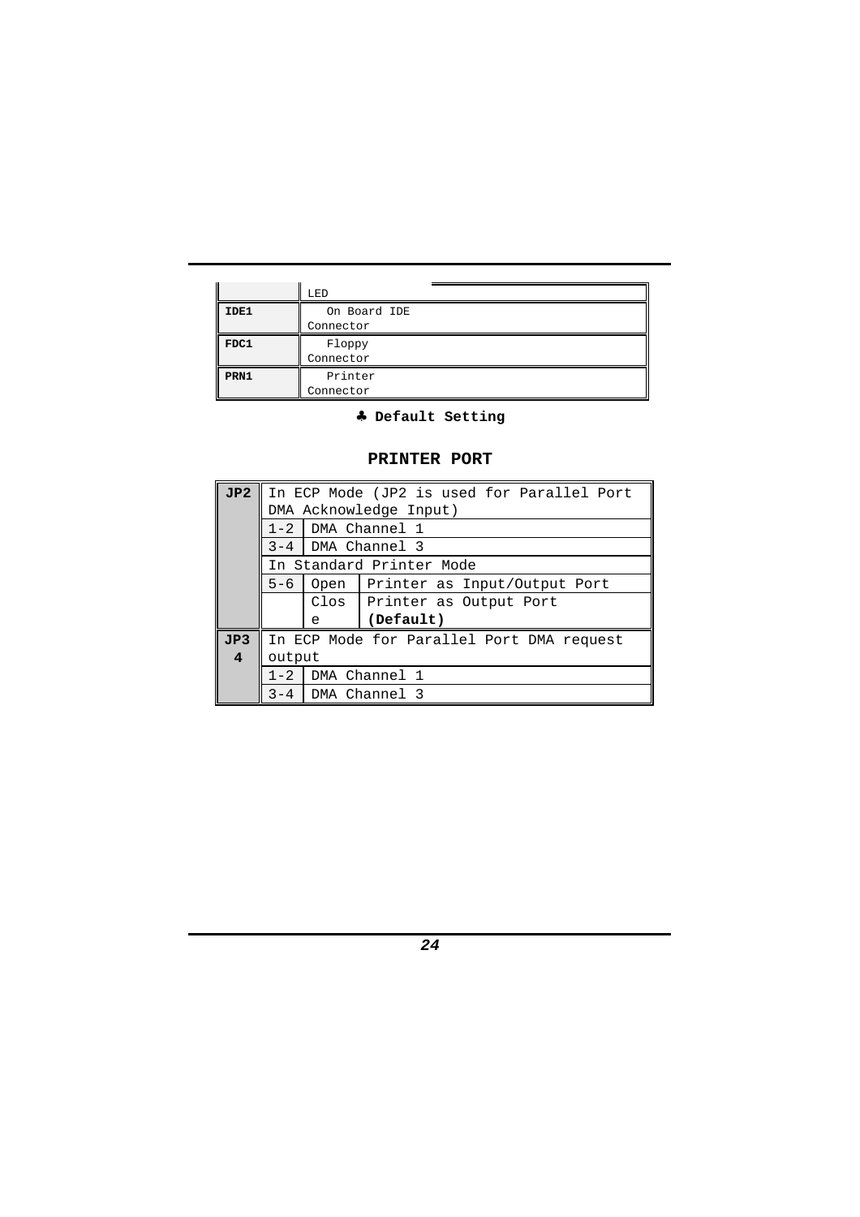|  | LED |
|---|---|
| **IDE1** | On Board IDE Connector |
| **FDC1** | Floppy Connector |
| **PRN1** | Printer Connector |

♣ **Default Setting**

## PRINTER PORT

| **JP2** | In ECP Mode (JP2 is used for Parallel Port DMA Acknowledge Input) | | |
|---|---|---|---|
| | 1-2 | DMA Channel 1 | |
| | 3-4 | DMA Channel 3 | |
| | In Standard Printer Mode | | |
| | 5-6 | Open | Printer as Input/Output Port |
| | | Close | Printer as Output Port **(Default)** |
| **JP34** | In ECP Mode for Parallel Port DMA request output | | |
| | 1-2 | DMA Channel 1 | |
| | 3-4 | DMA Channel 3 | |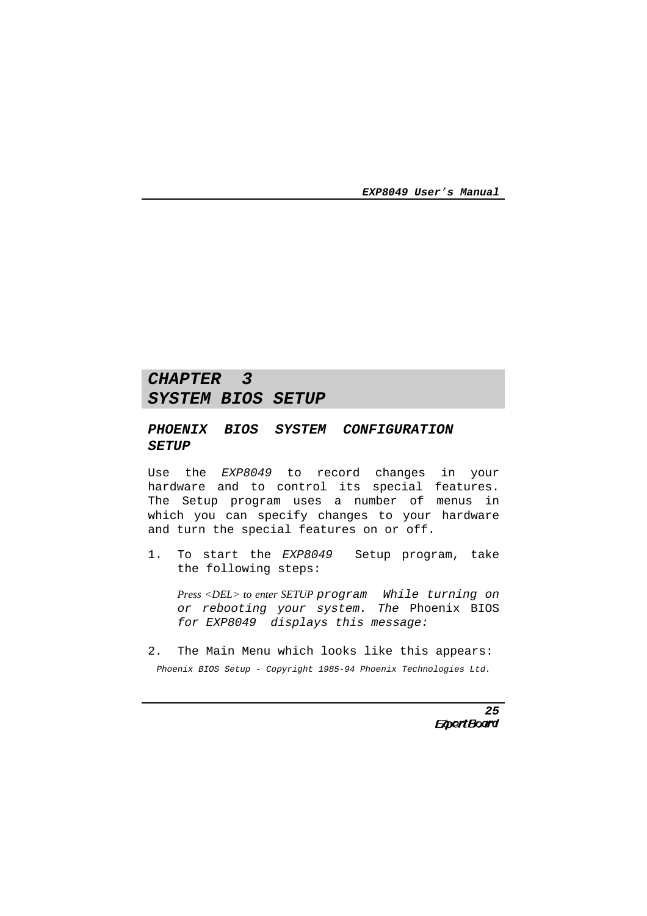# CHAPTER 3
# SYSTEM BIOS SETUP

## *PHOENIX BIOS SYSTEM CONFIGURATION SETUP*

Use the *EXP8049* to record changes in your hardware and to control its special features. The Setup program uses a number of menus in which you can specify changes to your hardware and turn the special features on or off.

1. To start the *EXP8049* Setup program, take the following steps:

   *Press <DEL> to enter SETUP program While turning on or rebooting your system. The* Phoenix BIOS *for EXP8049 displays this message:*

2. The Main Menu which looks like this appears:

*Phoenix BIOS Setup - Copyright 1985-94 Phoenix Technologies Ltd.*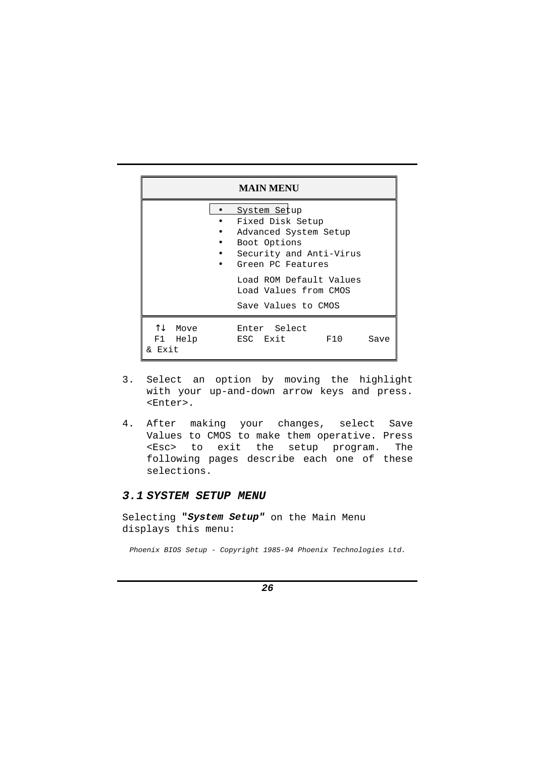| MAIN MENU |
|---|
| • System Setup<br>• Fixed Disk Setup<br>• Advanced System Setup<br>• Boot Options<br>• Security and Anti-Virus<br>• Green PC Features<br><br>Load ROM Default Values<br>Load Values from CMOS<br><br>Save Values to CMOS |
| ↑↓ Move &nbsp;&nbsp;&nbsp;&nbsp; Enter Select<br>F1 Help &nbsp;&nbsp;&nbsp;&nbsp; ESC Exit &nbsp;&nbsp;&nbsp;&nbsp; F10 Save & Exit |

3. Select an option by moving the highlight with your up-and-down arrow keys and press. <Enter>.

4. After making your changes, select Save Values to CMOS to make them operative. Press <Esc> to exit the setup program. The following pages describe each one of these selections.

### *3.1 SYSTEM SETUP MENU*

Selecting ***"System Setup"*** on the Main Menu displays this menu:

*Phoenix BIOS Setup - Copyright 1985-94 Phoenix Technologies Ltd.*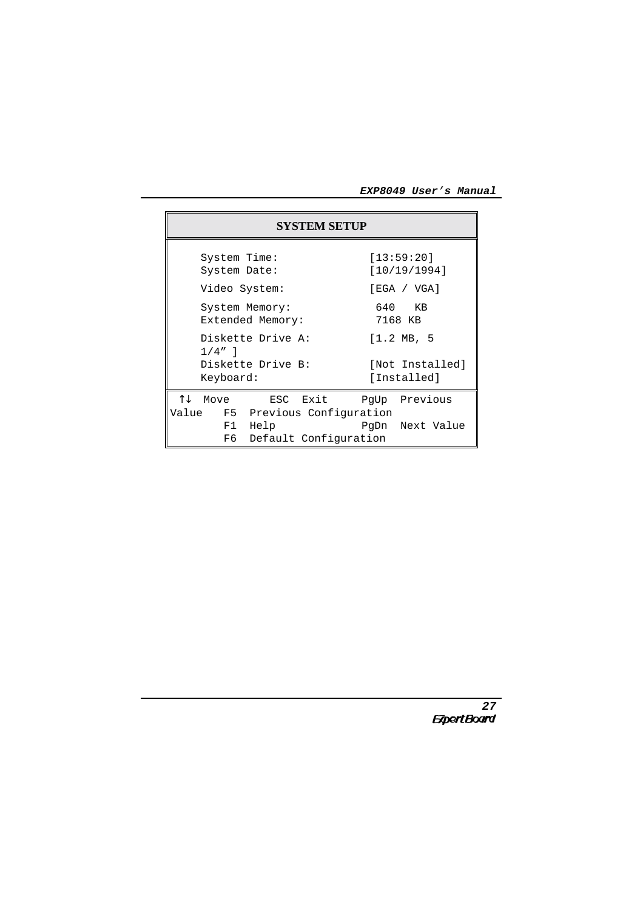**SYSTEM SETUP**

```
    System Time:                 [13:59:20]
    System Date:                 [10/19/1994]

    Video System:                [EGA / VGA]

    System Memory:                640   KB
    Extended Memory:              7168 KB

    Diskette Drive A:            [1.2 MB, 5
    1/4” ]
    Diskette Drive B:            [Not Installed]
    Keyboard:                    [Installed]
```

```
 ↑↓  Move       ESC  Exit     PgUp  Previous
Value   F5  Previous Configuration
        F1  Help              PgDn  Next Value
        F6  Default Configuration
```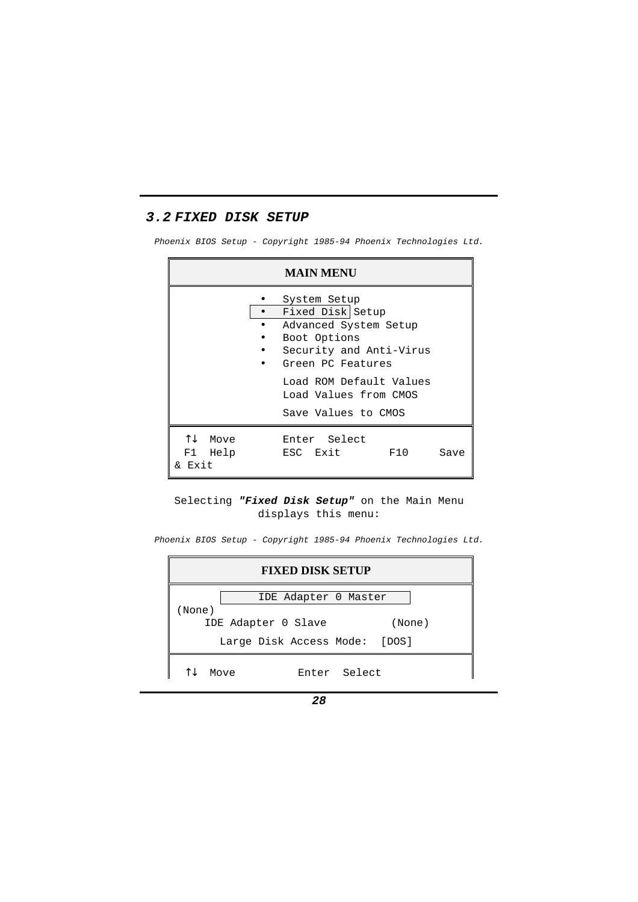## 3.2 FIXED DISK SETUP

*Phoenix BIOS Setup - Copyright 1985-94 Phoenix Technologies Ltd.*

```
                         MAIN MENU
-----------------------------------------------------------
              •   System Setup
              •   Fixed Disk Setup
              •   Advanced System Setup
              •   Boot Options
              •   Security and Anti-Virus
              •   Green PC Features

                  Load ROM Default Values
                  Load Values from CMOS

                  Save Values to CMOS
-----------------------------------------------------------
 ↑↓  Move          Enter  Select
 F1  Help          ESC  Exit        F10     Save
& Exit
```

Selecting ***"Fixed Disk Setup"*** on the Main Menu displays this menu:

*Phoenix BIOS Setup - Copyright 1985-94 Phoenix Technologies Ltd.*

```
                     FIXED DISK SETUP
-----------------------------------------------------------
            IDE Adapter 0 Master
(None)
    IDE Adapter 0 Slave            (None)

      Large Disk Access Mode:   [DOS]
-----------------------------------------------------------
 ↑↓  Move            Enter  Select
```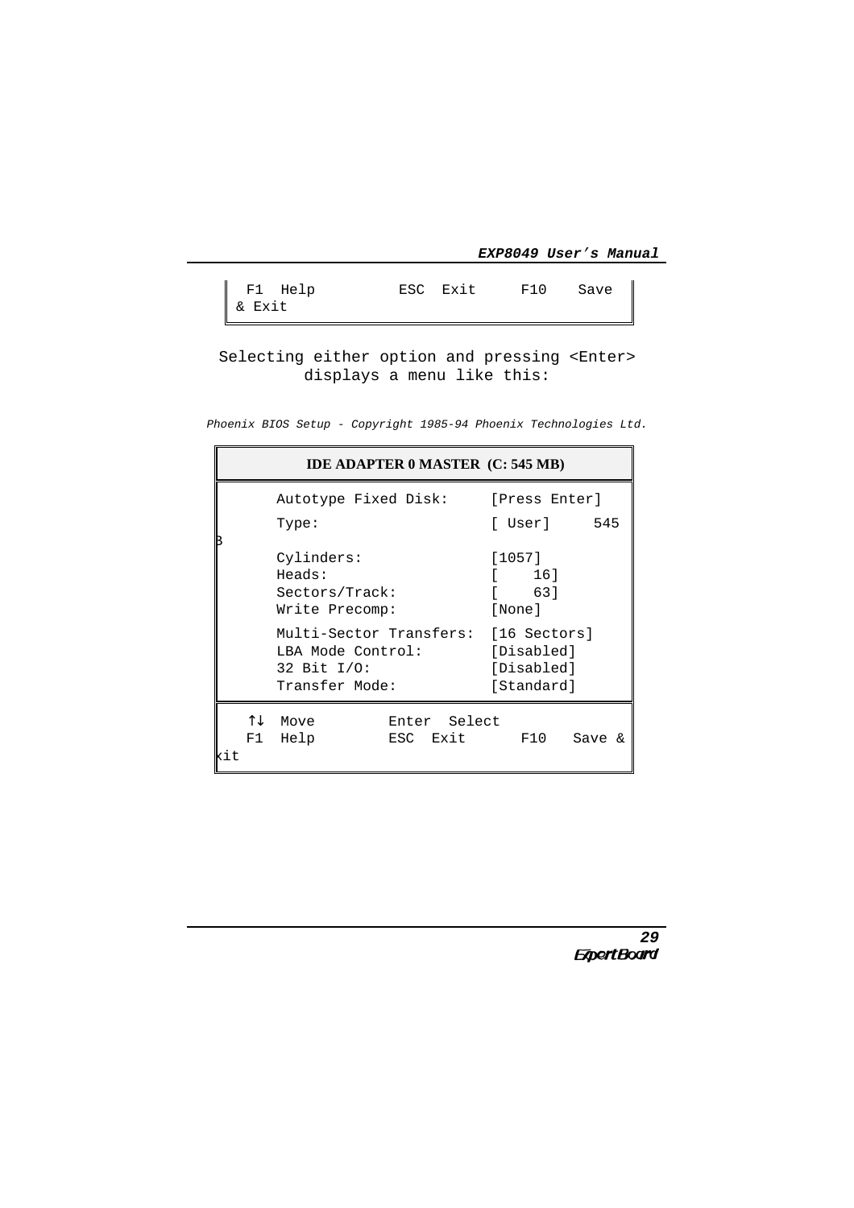```
 F1  Help          ESC  Exit     F10    Save
& Exit
```

Selecting either option and pressing <Enter> displays a menu like this:

*Phoenix BIOS Setup - Copyright 1985-94 Phoenix Technologies Ltd.*

```
              IDE ADAPTER 0 MASTER  (C: 545 MB)

      Autotype Fixed Disk:     [Press Enter]
      Type:                    [ User]     545
B
      Cylinders:               [1057]
      Heads:                   [    16]
      Sectors/Track:           [    63]
      Write Precomp:           [None]

      Multi-Sector Transfers:  [16 Sectors]
      LBA Mode Control:        [Disabled]
      32 Bit I/O:              [Disabled]
      Transfer Mode:           [Standard]

   ↑↓  Move         Enter  Select
   F1  Help         ESC  Exit      F10   Save &
xit
```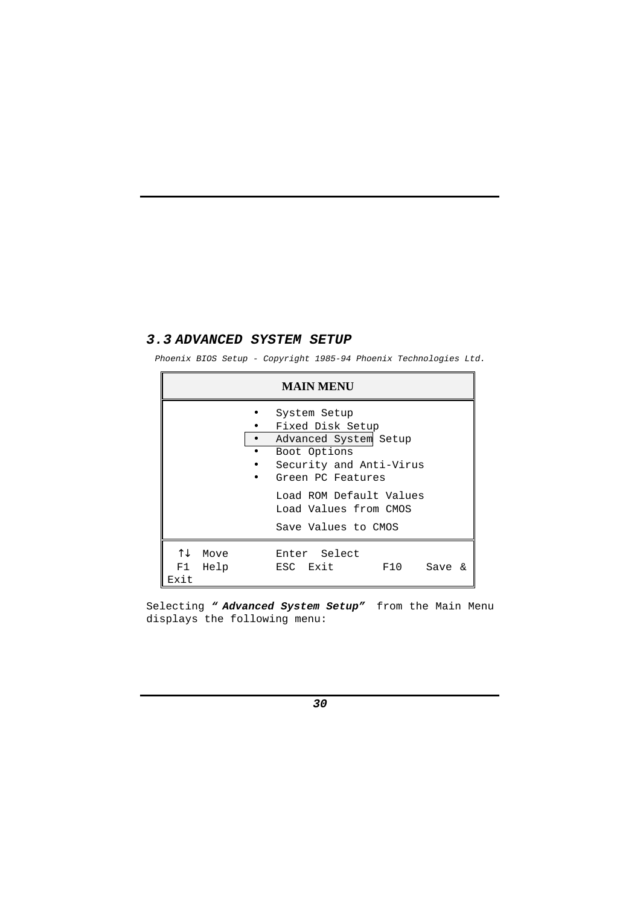## 3.3 ADVANCED SYSTEM SETUP

*Phoenix BIOS Setup - Copyright 1985-94 Phoenix Technologies Ltd.*

```
                    MAIN MENU

        •  System Setup
        •  Fixed Disk Setup
        •  Advanced System Setup
        •  Boot Options
        •  Security and Anti-Virus
        •  Green PC Features

           Load ROM Default Values
           Load Values from CMOS

           Save Values to CMOS

 ↑↓  Move       Enter  Select
 F1  Help       ESC  Exit       F10    Save &
Exit
```

Selecting ***" Advanced System Setup"*** from the Main Menu displays the following menu: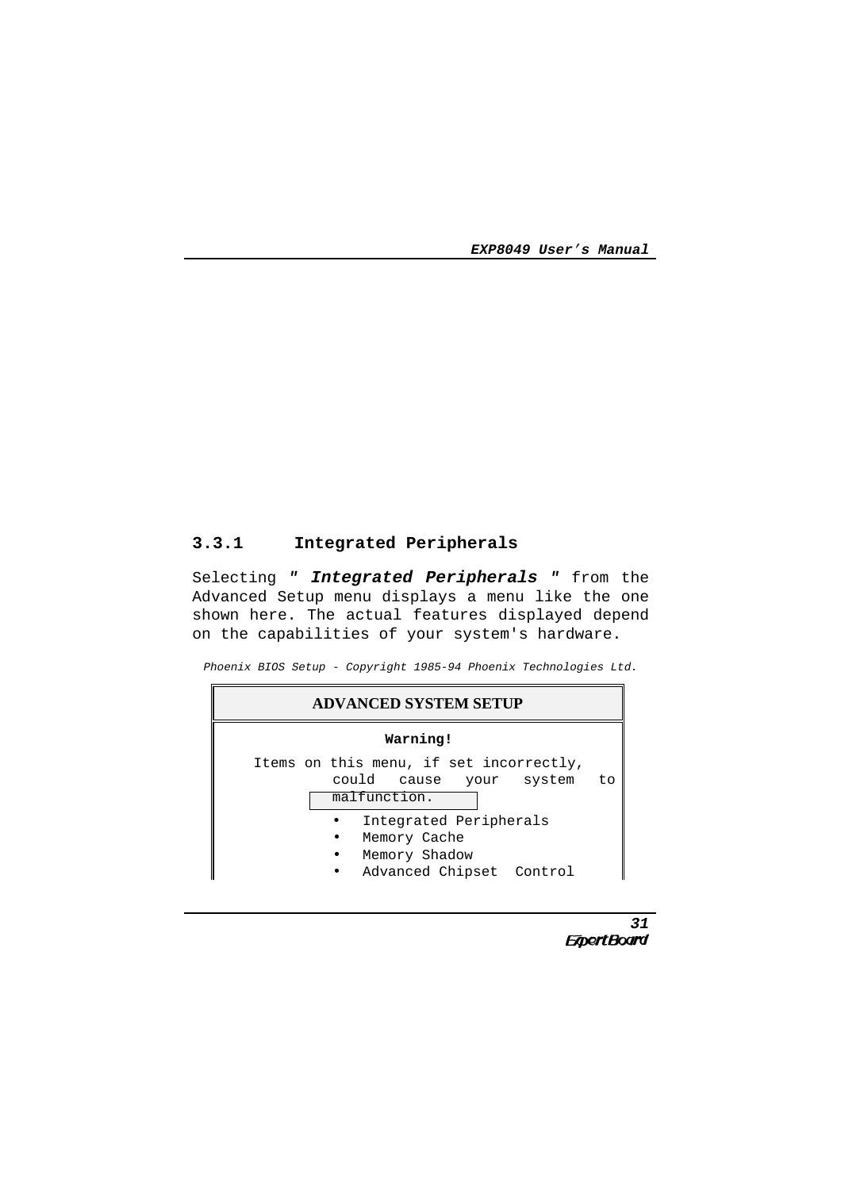### 3.3.1 Integrated Peripherals

Selecting ***" Integrated Peripherals "*** from the Advanced Setup menu displays a menu like the one shown here. The actual features displayed depend on the capabilities of your system's hardware.

*Phoenix BIOS Setup - Copyright 1985-94 Phoenix Technologies Ltd.*

```
                    ADVANCED SYSTEM SETUP

                          Warning!
     Items on this menu, if set incorrectly,
          could cause your system to
          malfunction.

            •  Integrated Peripherals
            •  Memory Cache
            •  Memory Shadow
            •  Advanced Chipset  Control
```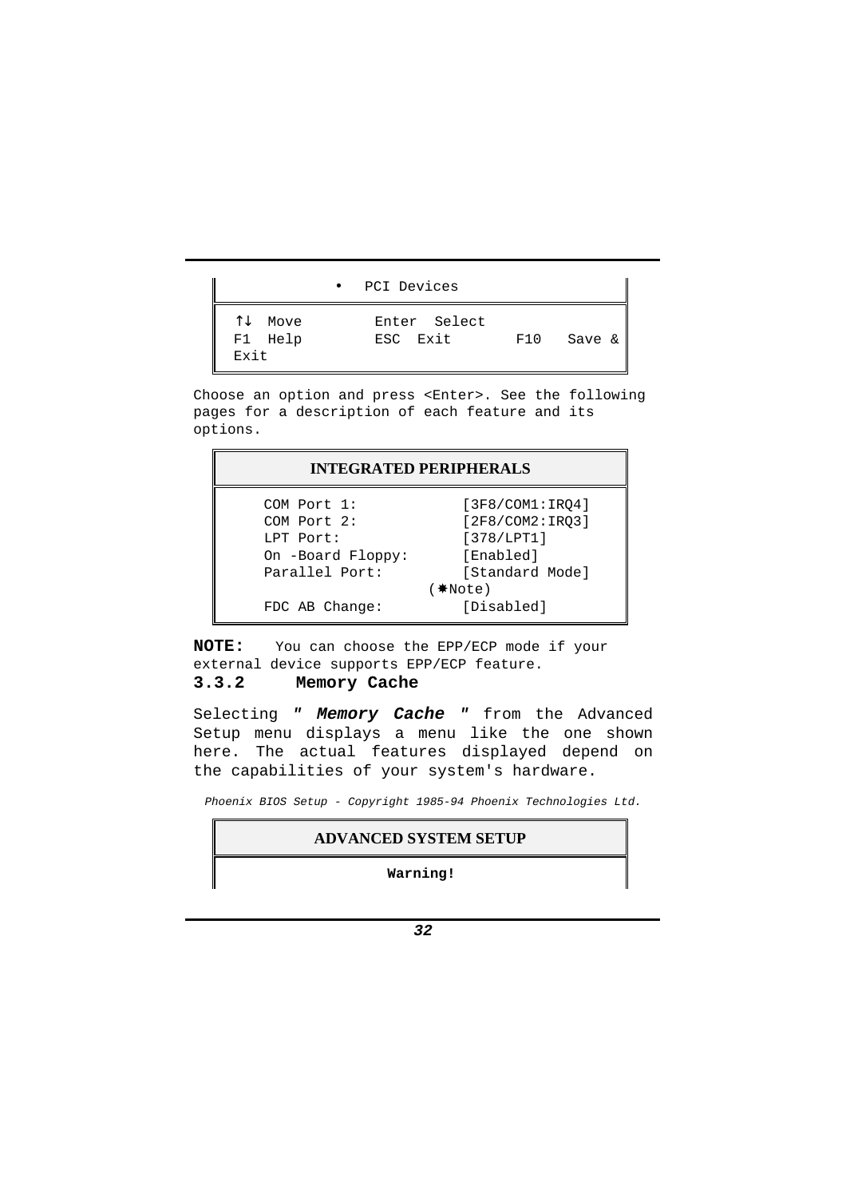| • PCI Devices | | |
|---|---|---|
| ↑↓ Move<br>F1 Help<br>Exit | Enter Select<br>ESC Exit | F10 Save & |

Choose an option and press <Enter>. See the following pages for a description of each feature and its options.

| INTEGRATED PERIPHERALS | |
|---|---|
| COM Port 1: | [3F8/COM1:IRQ4] |
| COM Port 2: | [2F8/COM2:IRQ3] |
| LPT Port: | [378/LPT1] |
| On -Board Floppy: | [Enabled] |
| Parallel Port: | [Standard Mode] (✱Note) |
| FDC AB Change: | [Disabled] |

**NOTE:** You can choose the EPP/ECP mode if your external device supports EPP/ECP feature.

### 3.3.2 Memory Cache

Selecting ***" Memory Cache "*** from the Advanced Setup menu displays a menu like the one shown here. The actual features displayed depend on the capabilities of your system's hardware.

*Phoenix BIOS Setup - Copyright 1985-94 Phoenix Technologies Ltd.*

| ADVANCED SYSTEM SETUP |
|---|
| **Warning!** |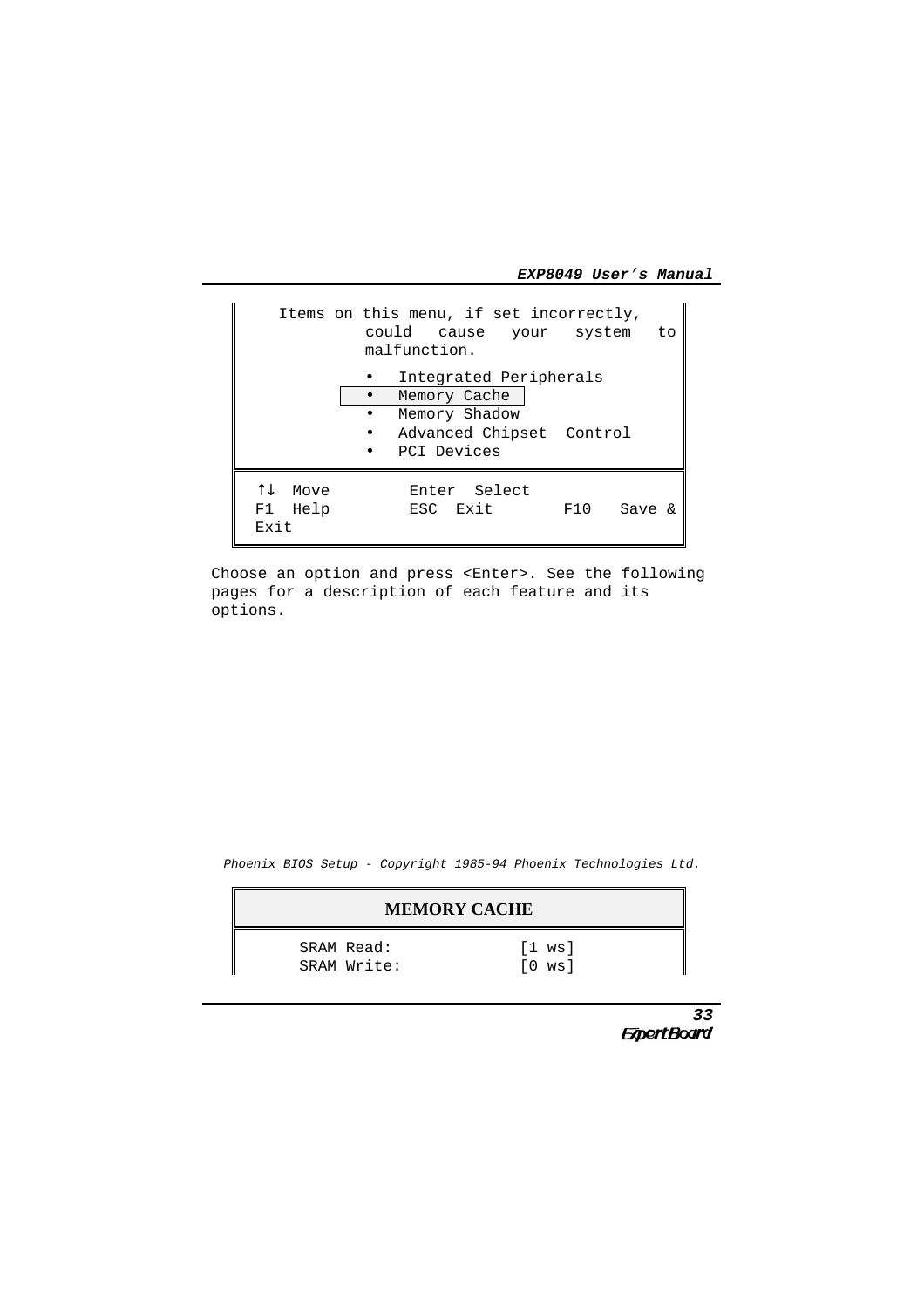```
   Items on this menu, if set incorrectly,
           could  cause  your  system  to
           malfunction.

           •  Integrated Peripherals
           •  Memory Cache
           •  Memory Shadow
           •  Advanced Chipset  Control
           •  PCI Devices

 ↑↓  Move         Enter  Select
 F1  Help         ESC  Exit       F10   Save &
 Exit
```

Choose an option and press <Enter>. See the following pages for a description of each feature and its options.

*Phoenix BIOS Setup - Copyright 1985-94 Phoenix Technologies Ltd.*

| MEMORY CACHE | |
|---|---|
| SRAM Read: | [1 ws] |
| SRAM Write: | [0 ws] |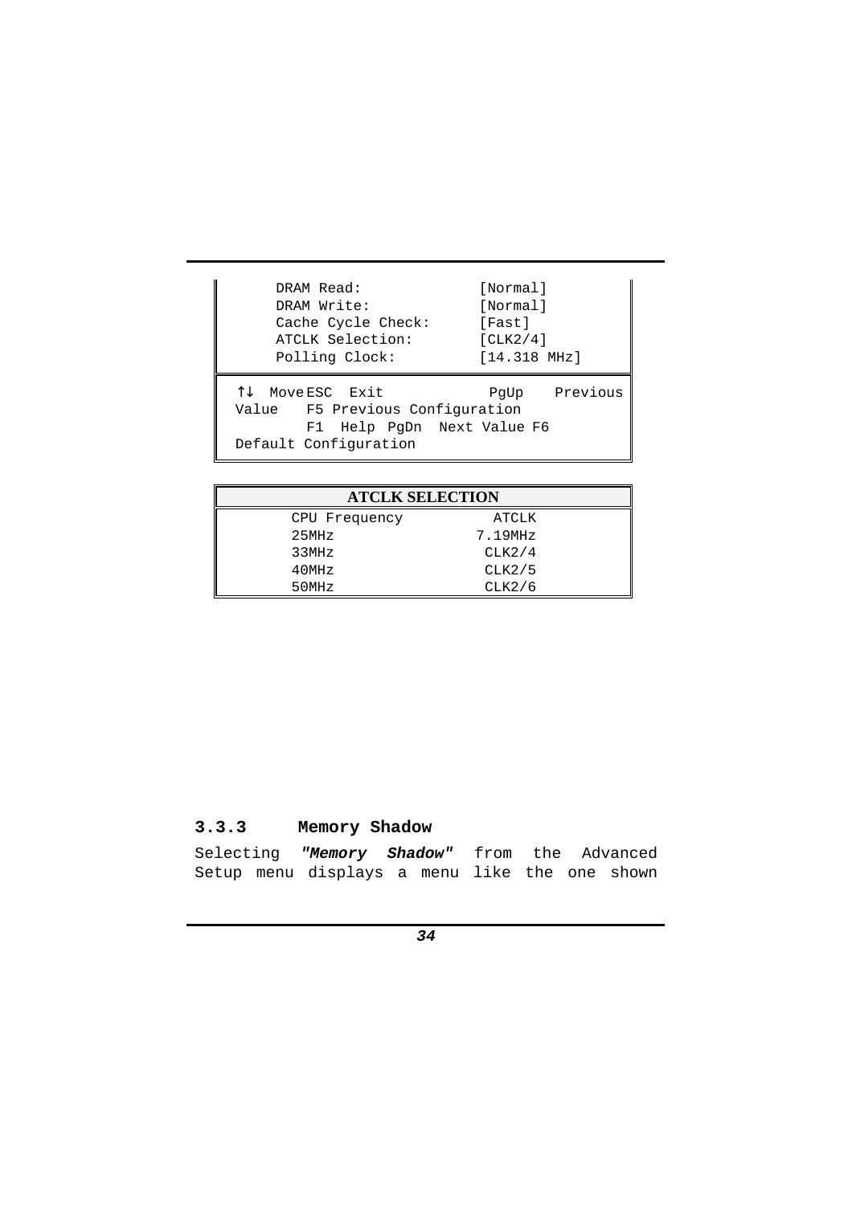```
DRAM Read:              [Normal]
DRAM Write:             [Normal]
Cache Cycle Check:      [Fast]
ATCLK Selection:        [CLK2/4]
Polling Clock:          [14.318 MHz]
```

```
↑↓ Move ESC  Exit          PgUp   Previous
Value   F5 Previous Configuration
        F1  Help PgDn  Next Value F6
Default Configuration
```

| ATCLK SELECTION | |
|---|---|
| CPU Frequency | ATCLK |
| 25MHz | 7.19MHz |
| 33MHz | CLK2/4 |
| 40MHz | CLK2/5 |
| 50MHz | CLK2/6 |

### 3.3.3 Memory Shadow

Selecting ***"Memory Shadow"*** from the Advanced Setup menu displays a menu like the one shown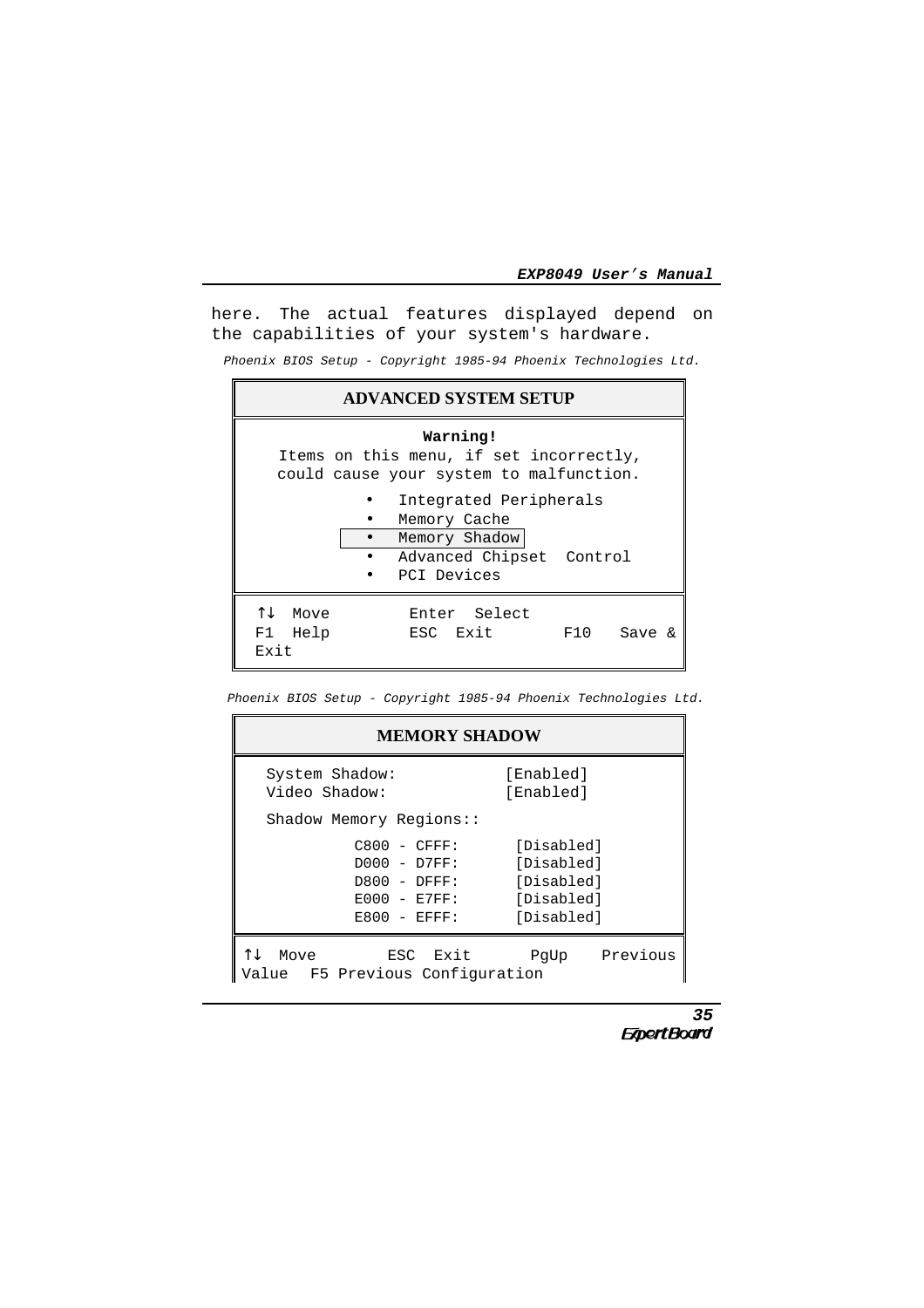here. The actual features displayed depend on the capabilities of your system's hardware.

*Phoenix BIOS Setup - Copyright 1985-94 Phoenix Technologies Ltd.*

```
                    ADVANCED SYSTEM SETUP
-------------------------------------------------------------
                         Warning!
       Items on this menu, if set incorrectly,
       could cause your system to malfunction.

              •  Integrated Peripherals
              •  Memory Cache
              •  Memory Shadow
              •  Advanced Chipset  Control
              •  PCI Devices
-------------------------------------------------------------
 ↑↓  Move          Enter  Select
 F1  Help          ESC  Exit        F10   Save & Exit
```

*Phoenix BIOS Setup - Copyright 1985-94 Phoenix Technologies Ltd.*

```
                       MEMORY SHADOW
-------------------------------------------------------------
   System Shadow:              [Enabled]
   Video Shadow:               [Enabled]

   Shadow Memory Regions::

             C800 - CFFF:       [Disabled]
             D000 - D7FF:       [Disabled]
             D800 - DFFF:       [Disabled]
             E000 - E7FF:       [Disabled]
             E800 - EFFF:       [Disabled]
-------------------------------------------------------------
 ↑↓  Move        ESC  Exit       PgUp    Previous
 Value  F5 Previous Configuration
```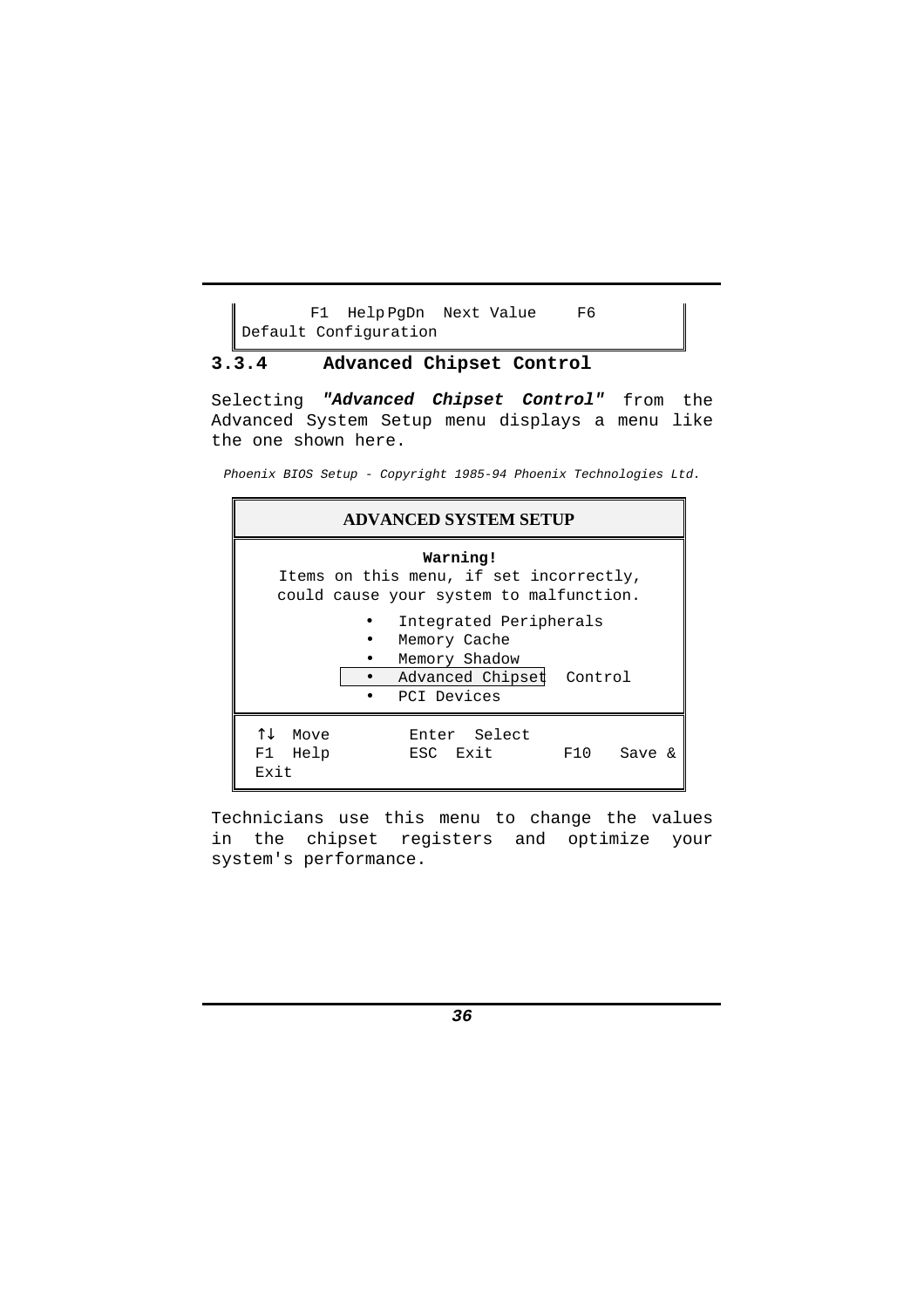```
F1  Help PgDn  Next Value     F6
Default Configuration
```

### 3.3.4 Advanced Chipset Control

Selecting ***"Advanced Chipset Control"*** from the Advanced System Setup menu displays a menu like the one shown here.

*Phoenix BIOS Setup - Copyright 1985-94 Phoenix Technologies Ltd.*

```
ADVANCED SYSTEM SETUP

Warning!
Items on this menu, if set incorrectly,
could cause your system to malfunction.

  •  Integrated Peripherals
  •  Memory Cache
  •  Memory Shadow
  •  Advanced Chipset  Control
  •  PCI Devices

↑↓  Move        Enter  Select
F1  Help        ESC  Exit        F10   Save &
Exit
```

Technicians use this menu to change the values in the chipset registers and optimize your system's performance.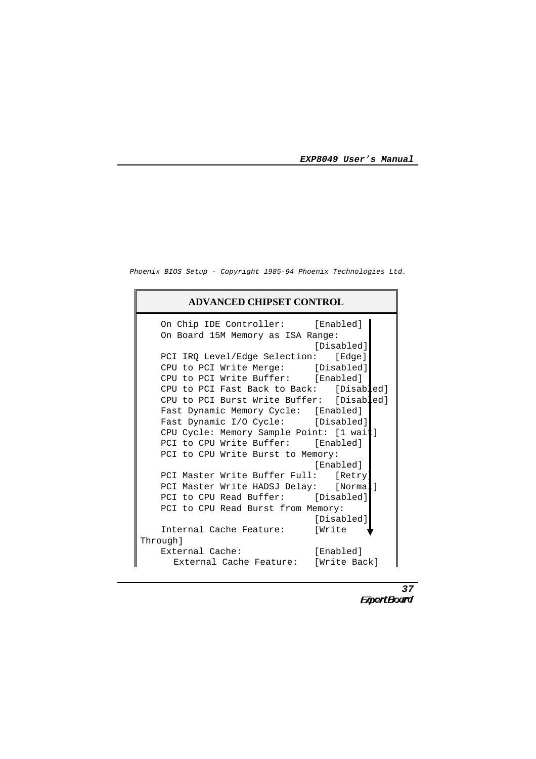*Phoenix BIOS Setup - Copyright 1985-94 Phoenix Technologies Ltd.*

**ADVANCED CHIPSET CONTROL**

```
    On Chip IDE Controller:      [Enabled]
    On Board 15M Memory as ISA Range:
                                 [Disabled]
    PCI IRQ Level/Edge Selection:    [Edge]
    CPU to PCI Write Merge:      [Disabled]
    CPU to PCI Write Buffer:     [Enabled]
    CPU to PCI Fast Back to Back:    [Disabled]
    CPU to PCI Burst Write Buffer:   [Disabled]
    Fast Dynamic Memory Cycle:   [Enabled]
    Fast Dynamic I/O Cycle:      [Disabled]
    CPU Cycle: Memory Sample Point: [1 wait]
    PCI to CPU Write Buffer:     [Enabled]
    PCI to CPU Write Burst to Memory:
                                 [Enabled]
    PCI Master Write Buffer Full:    [Retry]
    PCI Master Write HADSJ Delay:    [Normal]
    PCI to CPU Read Buffer:      [Disabled]
    PCI to CPU Read Burst from Memory:
                                 [Disabled]
    Internal Cache Feature:      [Write
Through]
    External Cache:              [Enabled]
      External Cache Feature:    [Write Back]
```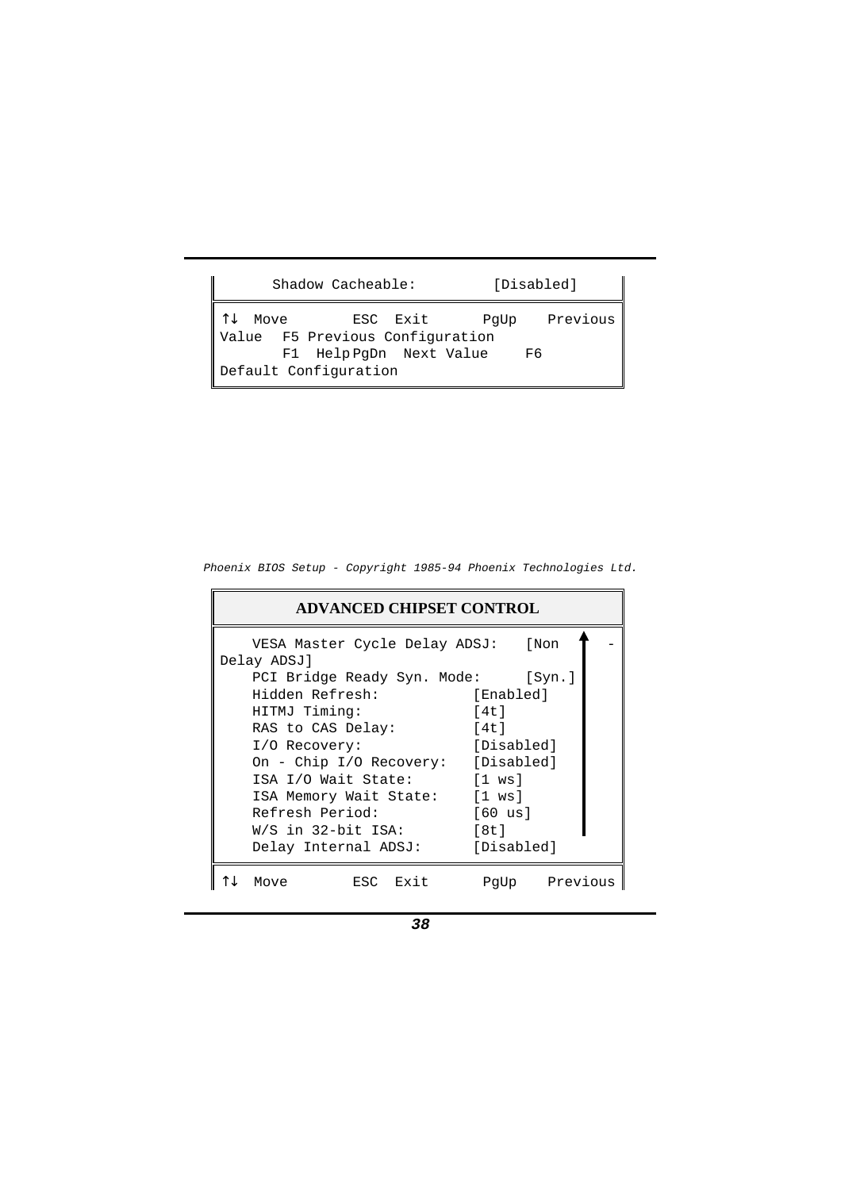```
      Shadow Cacheable:          [Disabled]

↑↓  Move          ESC  Exit        PgUp    Previous
Value  F5 Previous Configuration
       F1  Help PgDn  Next Value     F6
Default Configuration
```

*Phoenix BIOS Setup - Copyright 1985-94 Phoenix Technologies Ltd.*

**ADVANCED CHIPSET CONTROL**

```
    VESA Master Cycle Delay ADSJ:    [Non        -
Delay ADSJ]
    PCI Bridge Ready Syn. Mode:      [Syn.]
    Hidden Refresh:            [Enabled]
    HITMJ Timing:              [4t]
    RAS to CAS Delay:          [4t]
    I/O Recovery:              [Disabled]
    On - Chip I/O Recovery:    [Disabled]
    ISA I/O Wait State:        [1 ws]
    ISA Memory Wait State:     [1 ws]
    Refresh Period:            [60 us]
    W/S in 32-bit ISA:         [8t]
    Delay Internal ADSJ:       [Disabled]

↑↓  Move          ESC  Exit        PgUp    Previous
```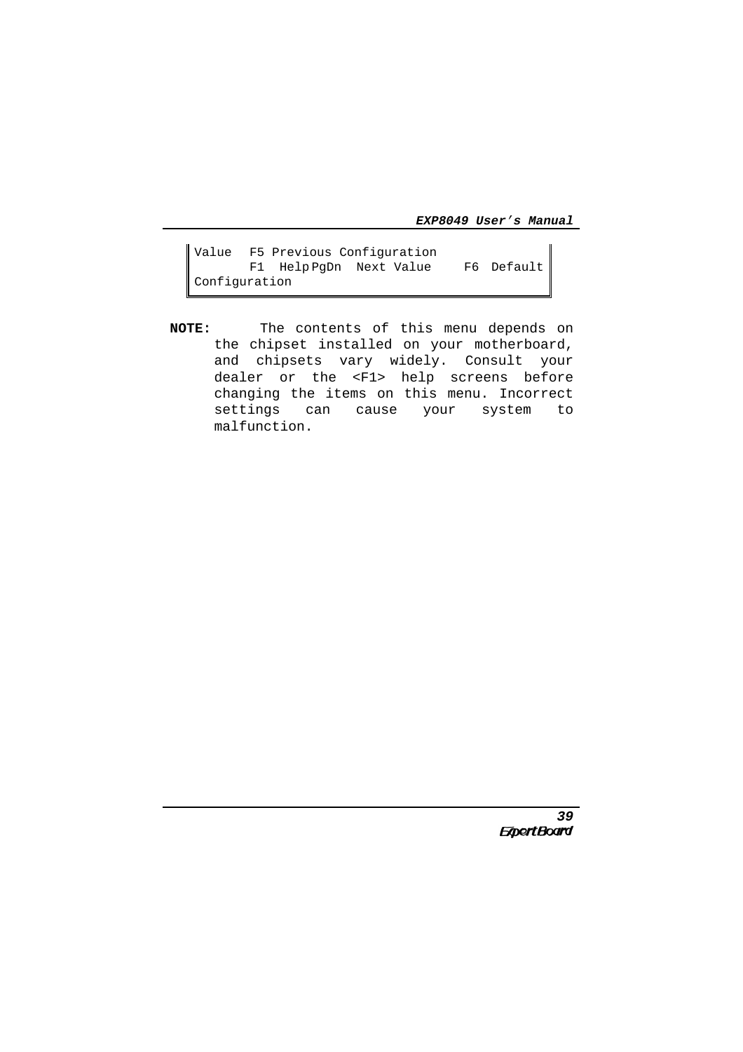```
Value   F5 Previous Configuration
      F1  Help PgDn  Next Value    F6  Default
Configuration
```

**NOTE:** The contents of this menu depends on the chipset installed on your motherboard, and chipsets vary widely. Consult your dealer or the <F1> help screens before changing the items on this menu. Incorrect settings can cause your system to malfunction.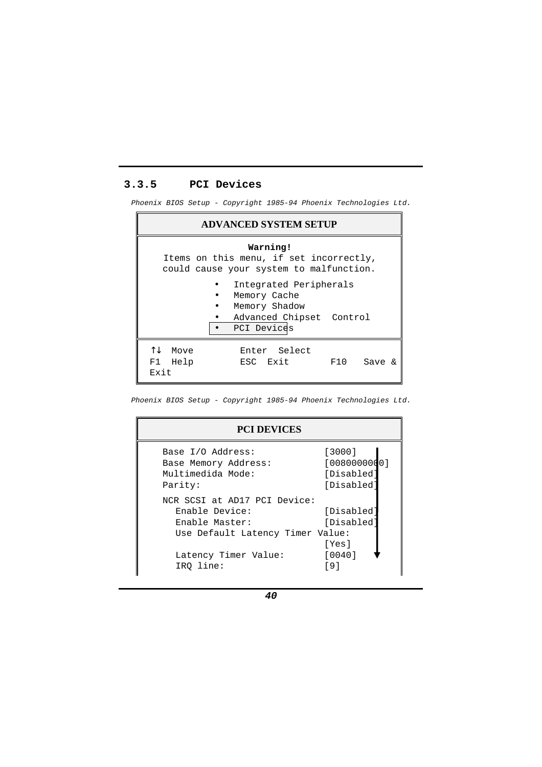### 3.3.5 PCI Devices

*Phoenix BIOS Setup - Copyright 1985-94 Phoenix Technologies Ltd.*

```
ADVANCED SYSTEM SETUP

                    Warning!
   Items on this menu, if set incorrectly,
   could cause your system to malfunction.

          •  Integrated Peripherals
          •  Memory Cache
          •  Memory Shadow
          •  Advanced Chipset  Control
          •  PCI Devices

↑↓  Move         Enter  Select
F1  Help         ESC  Exit       F10   Save &
Exit
```

*Phoenix BIOS Setup - Copyright 1985-94 Phoenix Technologies Ltd.*

```
PCI DEVICES

   Base I/O Address:              [3000]
   Base Memory Address:           [0080000000]
   Multimedida Mode:              [Disabled]
   Parity:                        [Disabled]

   NCR SCSI at AD17 PCI Device:
     Enable Device:               [Disabled]
     Enable Master:               [Disabled]
     Use Default Latency Timer Value:
                                  [Yes]
     Latency Timer Value:         [0040]
     IRQ line:                    [9]
```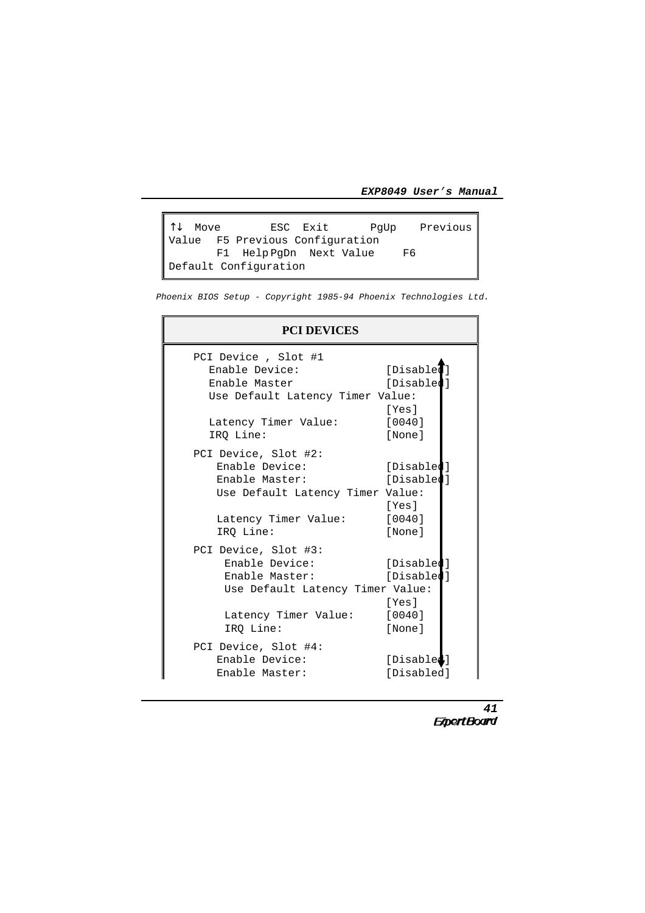```
↑↓  Move        ESC  Exit       PgUp    Previous
Value  F5 Previous Configuration
       F1  Help PgDn  Next Value     F6
Default Configuration
```

*Phoenix BIOS Setup - Copyright 1985-94 Phoenix Technologies Ltd.*

**PCI DEVICES**

```
PCI Device , Slot #1
  Enable Device:              [Disabled]
  Enable Master               [Disabled]
  Use Default Latency Timer Value:
                              [Yes]
  Latency Timer Value:        [0040]
  IRQ Line:                   [None]

PCI Device, Slot #2:
   Enable Device:             [Disabled]
   Enable Master:             [Disabled]
   Use Default Latency Timer Value:
                              [Yes]
   Latency Timer Value:       [0040]
   IRQ Line:                  [None]

PCI Device, Slot #3:
    Enable Device:            [Disabled]
    Enable Master:            [Disabled]
    Use Default Latency Timer Value:
                              [Yes]
    Latency Timer Value:      [0040]
    IRQ Line:                 [None]

PCI Device, Slot #4:
   Enable Device:             [Disabled]
   Enable Master:             [Disabled]
```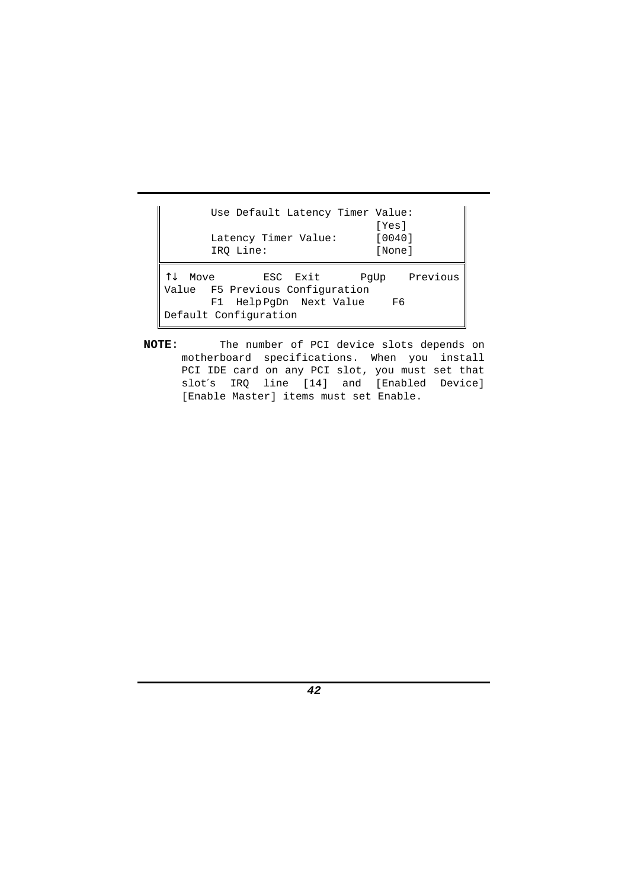```
        Use Default Latency Timer Value:
                                  [Yes]
        Latency Timer Value:      [0040]
        IRQ Line:                 [None]

↑↓  Move        ESC  Exit      PgUp    Previous
Value  F5 Previous Configuration
       F1  Help PgDn  Next Value     F6
Default Configuration
```

**NOTE:** The number of PCI device slots depends on motherboard specifications. When you install PCI IDE card on any PCI slot, you must set that slot´s IRQ line [14] and [Enabled Device] [Enable Master] items must set Enable.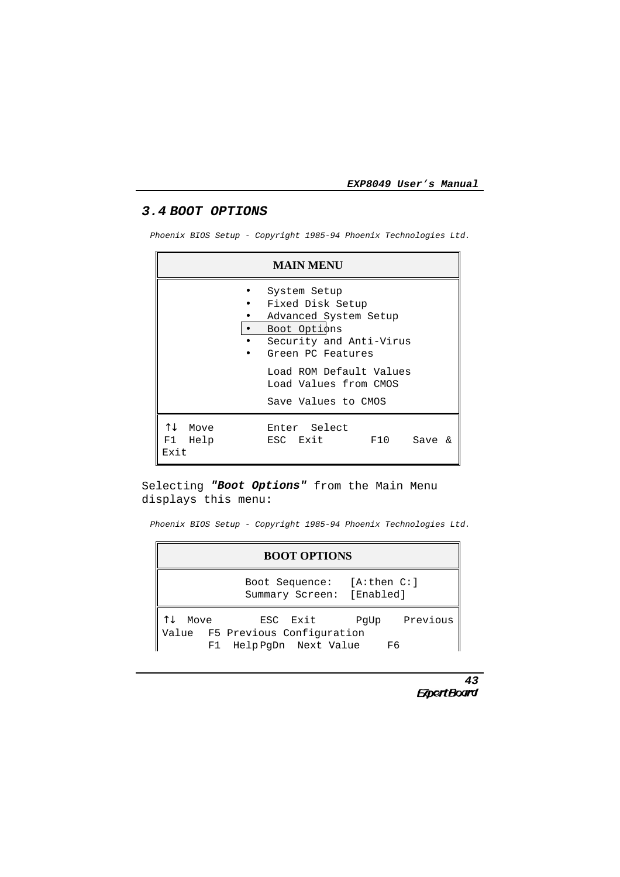## 3.4 BOOT OPTIONS

*Phoenix BIOS Setup - Copyright 1985-94 Phoenix Technologies Ltd.*

```
                          MAIN MENU

                •   System Setup
                •   Fixed Disk Setup
                •   Advanced System Setup
                •   Boot Options
                •   Security and Anti-Virus
                •   Green PC Features

                    Load ROM Default Values
                    Load Values from CMOS

                    Save Values to CMOS

↑↓  Move            Enter  Select
F1  Help            ESC  Exit        F10    Save &
Exit
```

Selecting ***"Boot Options"*** from the Main Menu displays this menu:

*Phoenix BIOS Setup - Copyright 1985-94 Phoenix Technologies Ltd.*

```
                        BOOT OPTIONS

             Boot Sequence:   [A:then C:]
             Summary Screen:  [Enabled]

↑↓  Move         ESC  Exit       PgUp    Previous
Value   F5 Previous Configuration
      F1  Help PgDn  Next Value     F6
```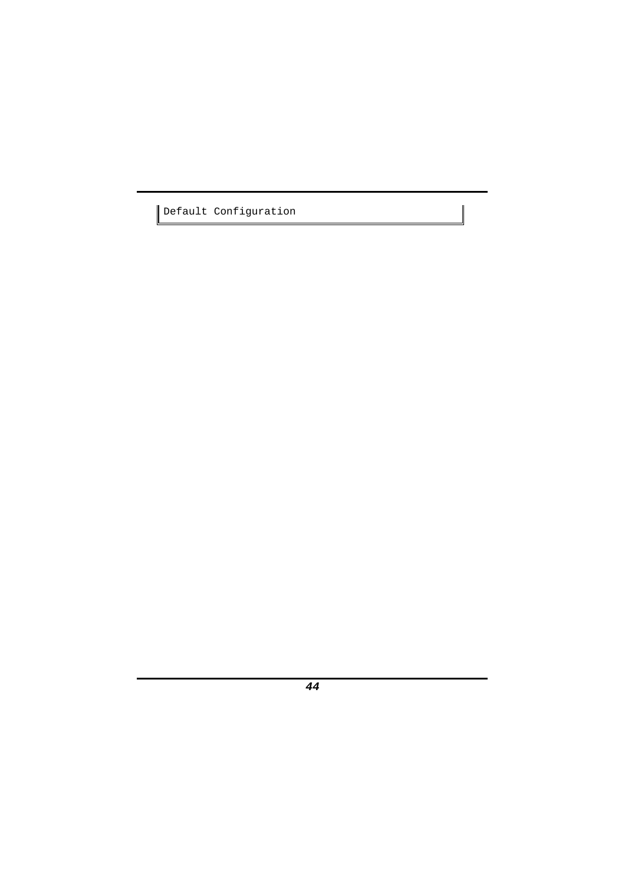```
Default Configuration
```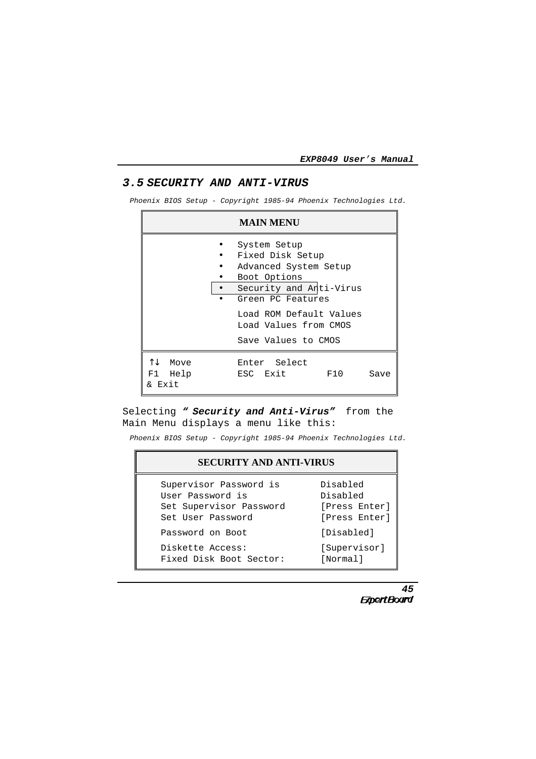## 3.5 SECURITY AND ANTI-VIRUS

*Phoenix BIOS Setup - Copyright 1985-94 Phoenix Technologies Ltd.*

| MAIN MENU | | |
|---|---|---|
| • System Setup<br>• Fixed Disk Setup<br>• Advanced System Setup<br>• Boot Options<br>• Security and Anti-Virus<br>• Green PC Features<br>Load ROM Default Values<br>Load Values from CMOS<br>Save Values to CMOS | | |
| ↑↓ Move<br>F1 Help | Enter Select<br>ESC Exit | F10 Save & Exit |

Selecting ***" Security and Anti-Virus"*** from the Main Menu displays a menu like this:

*Phoenix BIOS Setup - Copyright 1985-94 Phoenix Technologies Ltd.*

| SECURITY AND ANTI-VIRUS | |
|---|---|
| Supervisor Password is | Disabled |
| User Password is | Disabled |
| Set Supervisor Password | [Press Enter] |
| Set User Password | [Press Enter] |
| Password on Boot | [Disabled] |
| Diskette Access: | [Supervisor] |
| Fixed Disk Boot Sector: | [Normal] |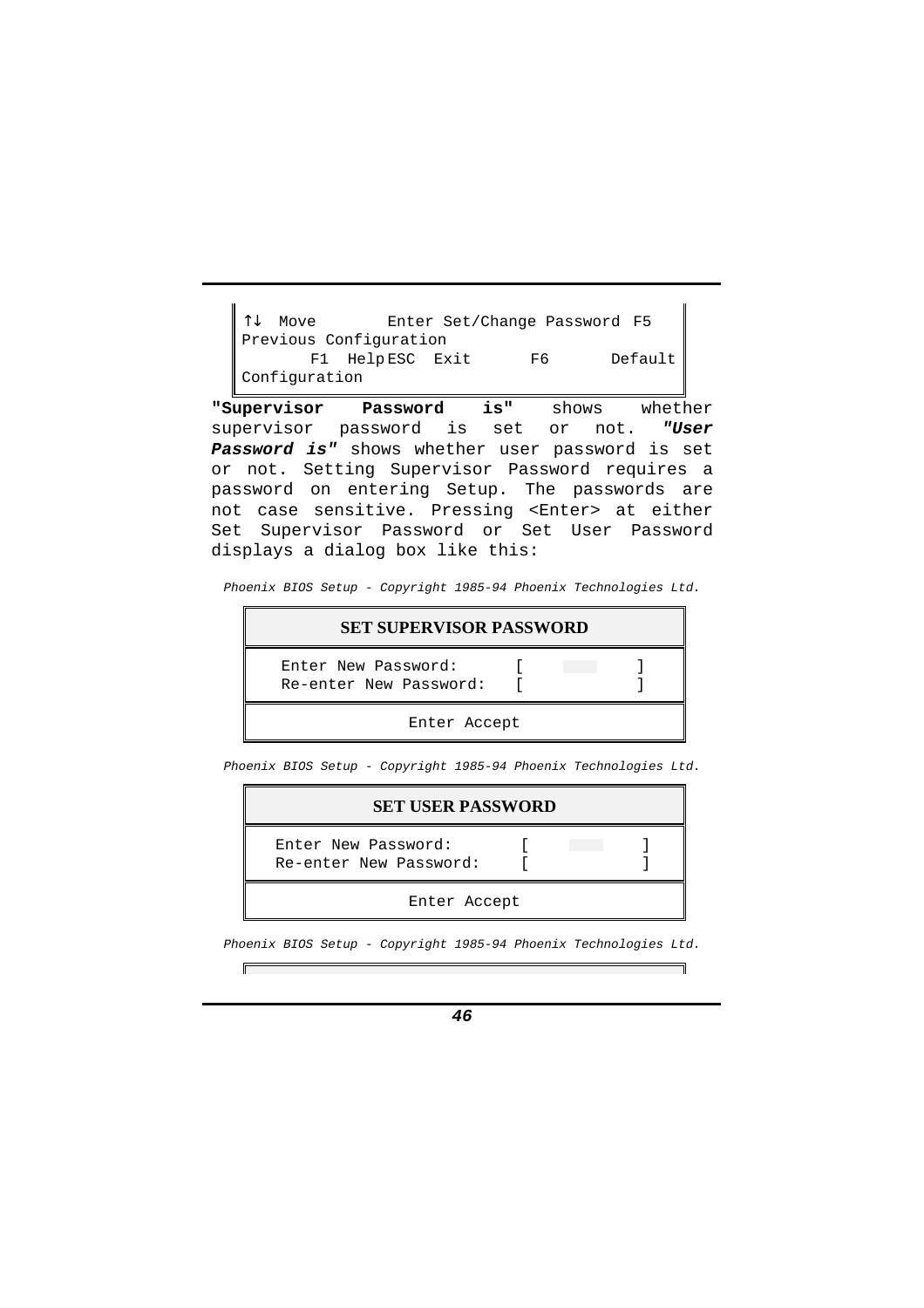```
↑↓ Move        Enter Set/Change Password  F5
Previous Configuration
      F1  Help ESC  Exit      F6       Default
Configuration
```

**"Supervisor Password is"** shows whether supervisor password is set or not. ***"User Password is"*** shows whether user password is set or not. Setting Supervisor Password requires a password on entering Setup. The passwords are not case sensitive. Pressing <Enter> at either Set Supervisor Password or Set User Password displays a dialog box like this:

*Phoenix BIOS Setup - Copyright 1985-94 Phoenix Technologies Ltd.*

```
            SET SUPERVISOR PASSWORD

  Enter New Password:      [          ]
  Re-enter New Password:   [          ]

                Enter Accept
```

*Phoenix BIOS Setup - Copyright 1985-94 Phoenix Technologies Ltd.*

```
               SET USER PASSWORD

  Enter New Password:      [          ]
  Re-enter New Password:   [          ]

                Enter Accept
```

*Phoenix BIOS Setup - Copyright 1985-94 Phoenix Technologies Ltd.*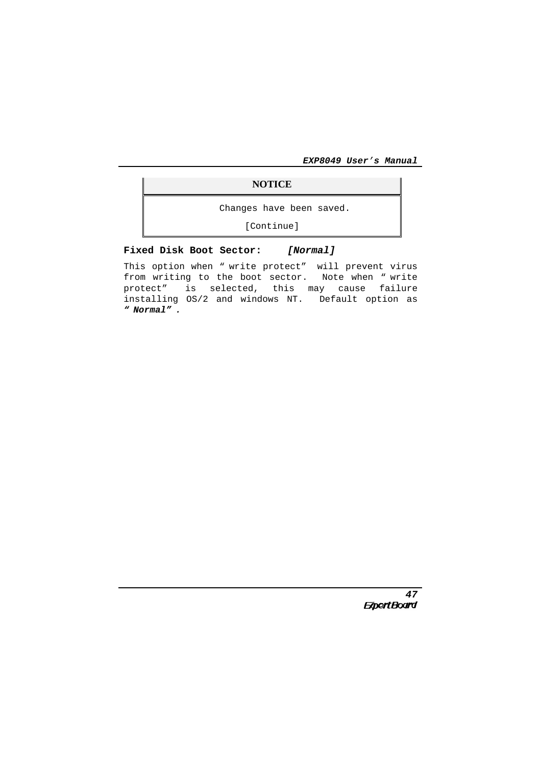| NOTICE |
|---|
| Changes have been saved.<br>[Continue] |

**Fixed Disk Boot Sector:** ***[Normal]***

This option when " write protect" will prevent virus from writing to the boot sector. Note when " write protect" is selected, this may cause failure installing OS/2 and windows NT. Default option as ***" Normal" .***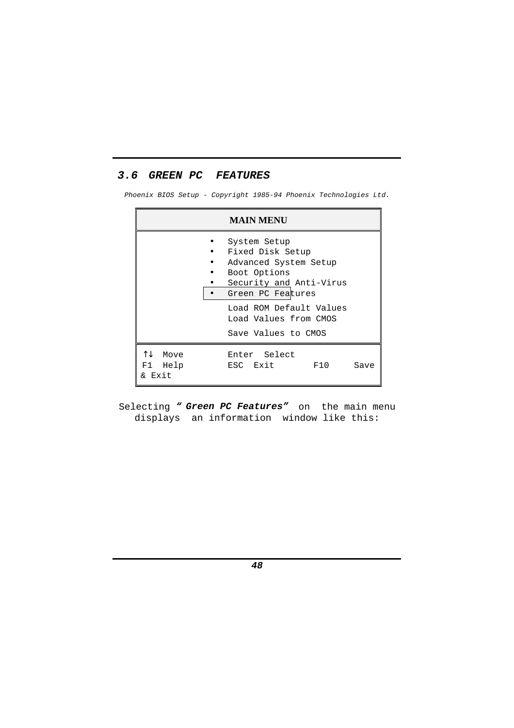## 3.6 GREEN PC FEATURES

*Phoenix BIOS Setup - Copyright 1985-94 Phoenix Technologies Ltd.*

| **MAIN MENU** | | |
|---|---|---|
| • System Setup<br>• Fixed Disk Setup<br>• Advanced System Setup<br>• Boot Options<br>• Security and Anti-Virus<br>• Green PC Features<br><br>Load ROM Default Values<br>Load Values from CMOS<br><br>Save Values to CMOS | | |
| ↑↓ Move<br>F1 Help<br>& Exit | Enter Select<br>ESC Exit | <br>F10 Save |

Selecting ***" Green PC Features"*** on the main menu displays an information window like this: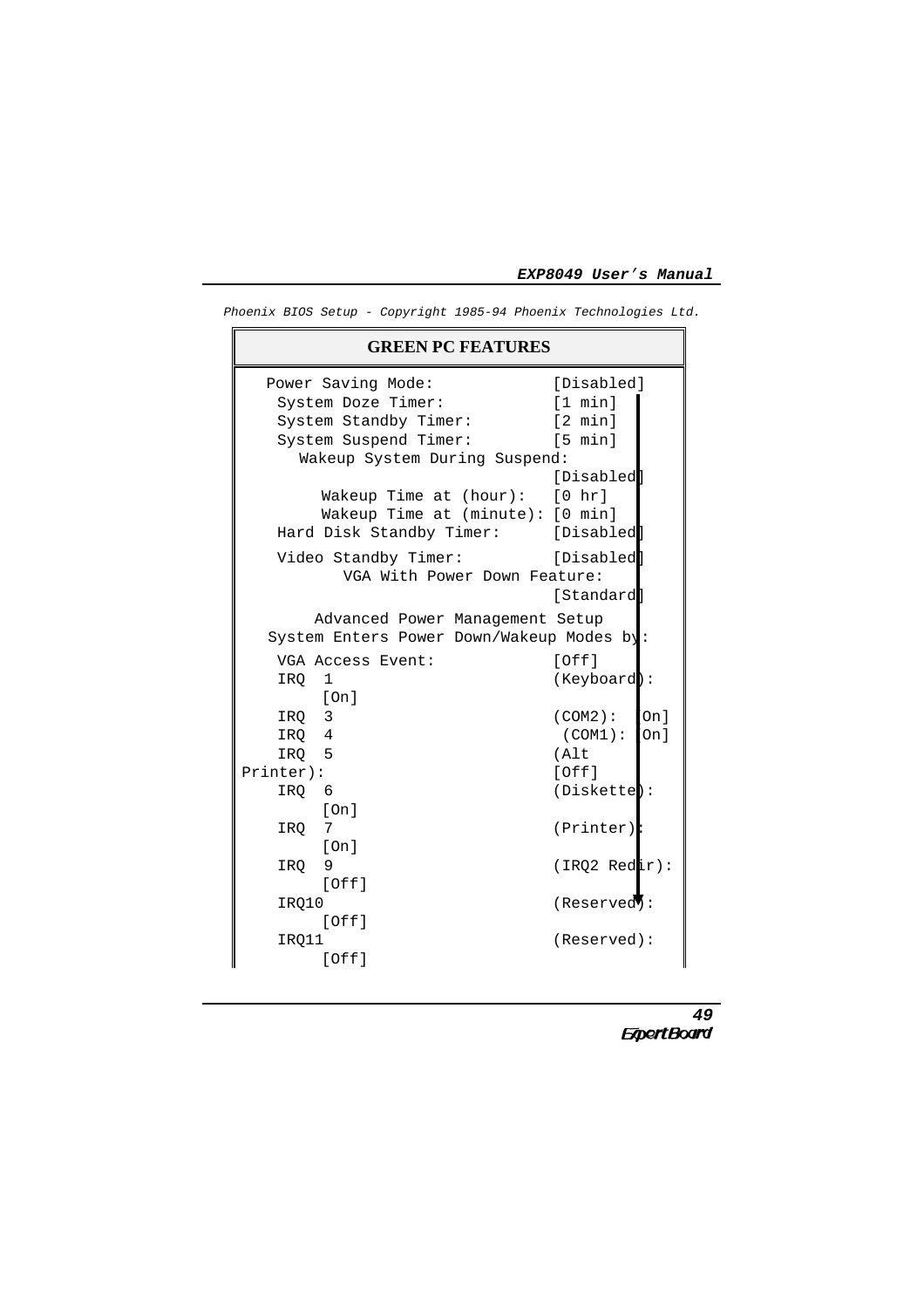*Phoenix BIOS Setup - Copyright 1985-94 Phoenix Technologies Ltd.*

**GREEN PC FEATURES**

```
   Power Saving Mode:              [Disabled]
    System Doze Timer:             [1 min]
    System Standby Timer:          [2 min]
    System Suspend Timer:          [5 min]
      Wakeup System During Suspend:
                                   [Disabled]
        Wakeup Time at (hour):     [0 hr]
        Wakeup Time at (minute):   [0 min]
    Hard Disk Standby Timer:       [Disabled]
    Video Standby Timer:           [Disabled]
          VGA With Power Down Feature:
                                   [Standard]
       Advanced Power Management Setup
   System Enters Power Down/Wakeup Modes by:
    VGA Access Event:              [Off]
    IRQ  1                         (Keyboard):
        [On]
    IRQ  3                         (COM2):   [On]
    IRQ  4                          (COM1):  [On]
    IRQ  5                         (Alt
Printer):                          [Off]
    IRQ  6                         (Diskette):
        [On]
    IRQ  7                         (Printer):
        [On]
    IRQ  9                         (IRQ2 Redir):
        [Off]
    IRQ10                          (Reserved):
        [Off]
    IRQ11                          (Reserved):
        [Off]
```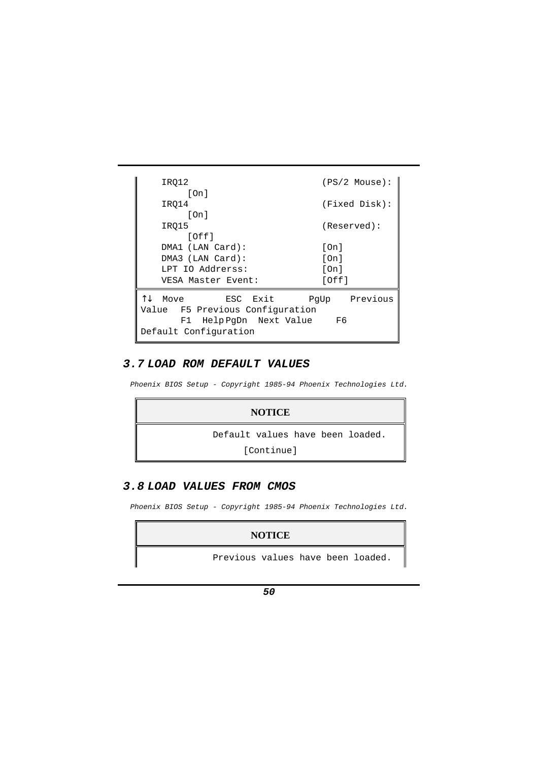```
    IRQ12                               (PS/2 Mouse):
         [On]
    IRQ14                               (Fixed Disk):
         [On]
    IRQ15                               (Reserved):
         [Off]
    DMA1 (LAN Card):                    [On]
    DMA3 (LAN Card):                    [On]
    LPT IO Addrerss:                    [On]
    VESA Master Event:                  [Off]
```

```
↑↓  Move        ESC  Exit       PgUp    Previous
Value  F5 Previous Configuration
       F1  Help PgDn  Next Value     F6
Default Configuration
```

## 3.7 LOAD ROM DEFAULT VALUES

*Phoenix BIOS Setup - Copyright 1985-94 Phoenix Technologies Ltd.*

| NOTICE |
|---|
| Default values have been loaded. |
| [Continue] |

## 3.8 LOAD VALUES FROM CMOS

*Phoenix BIOS Setup - Copyright 1985-94 Phoenix Technologies Ltd.*

| NOTICE |
|---|
| Previous values have been loaded. |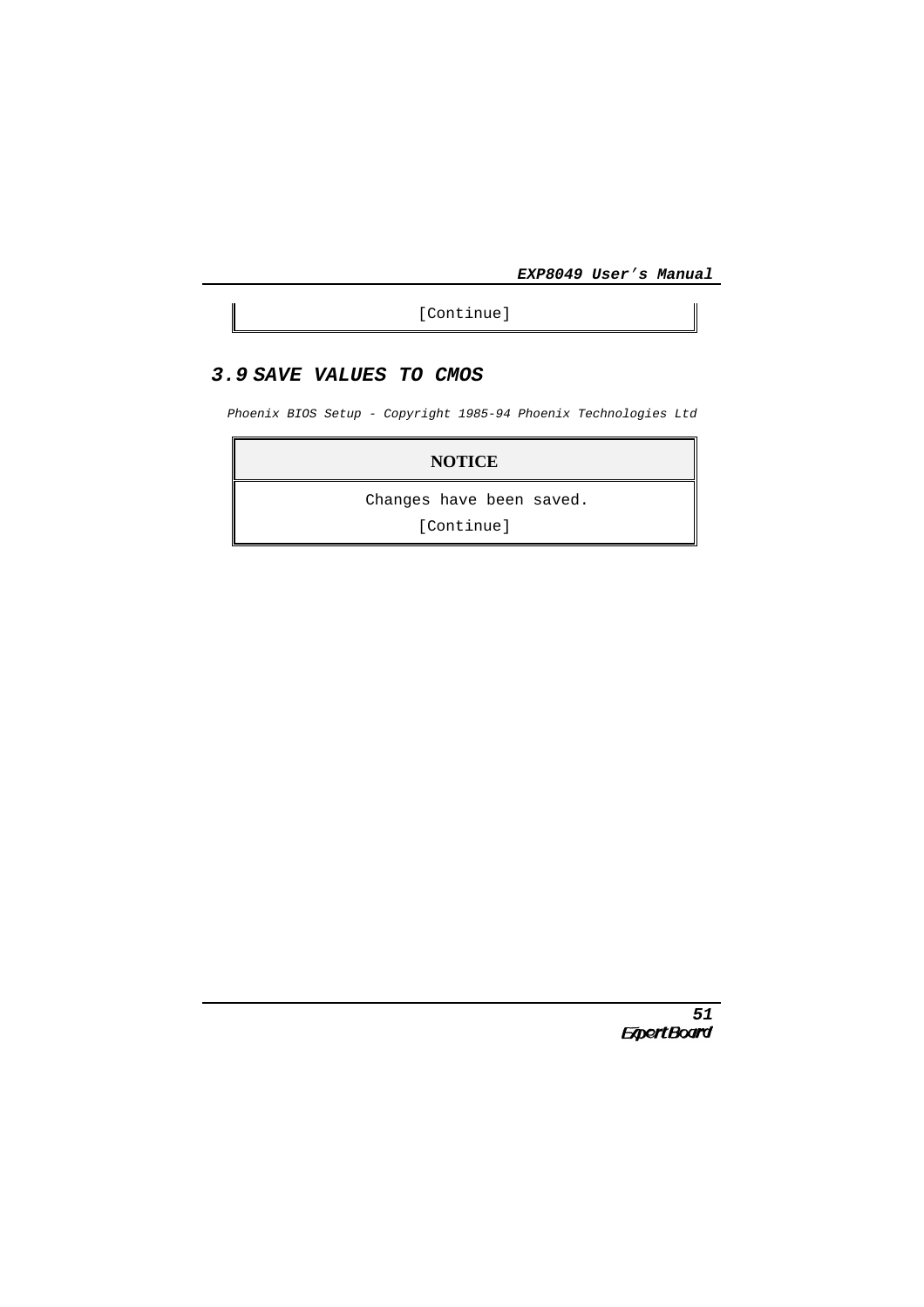[Continue]

## 3.9 SAVE VALUES TO CMOS

*Phoenix BIOS Setup - Copyright 1985-94 Phoenix Technologies Ltd*

| NOTICE |
| --- |
| Changes have been saved.<br>[Continue] |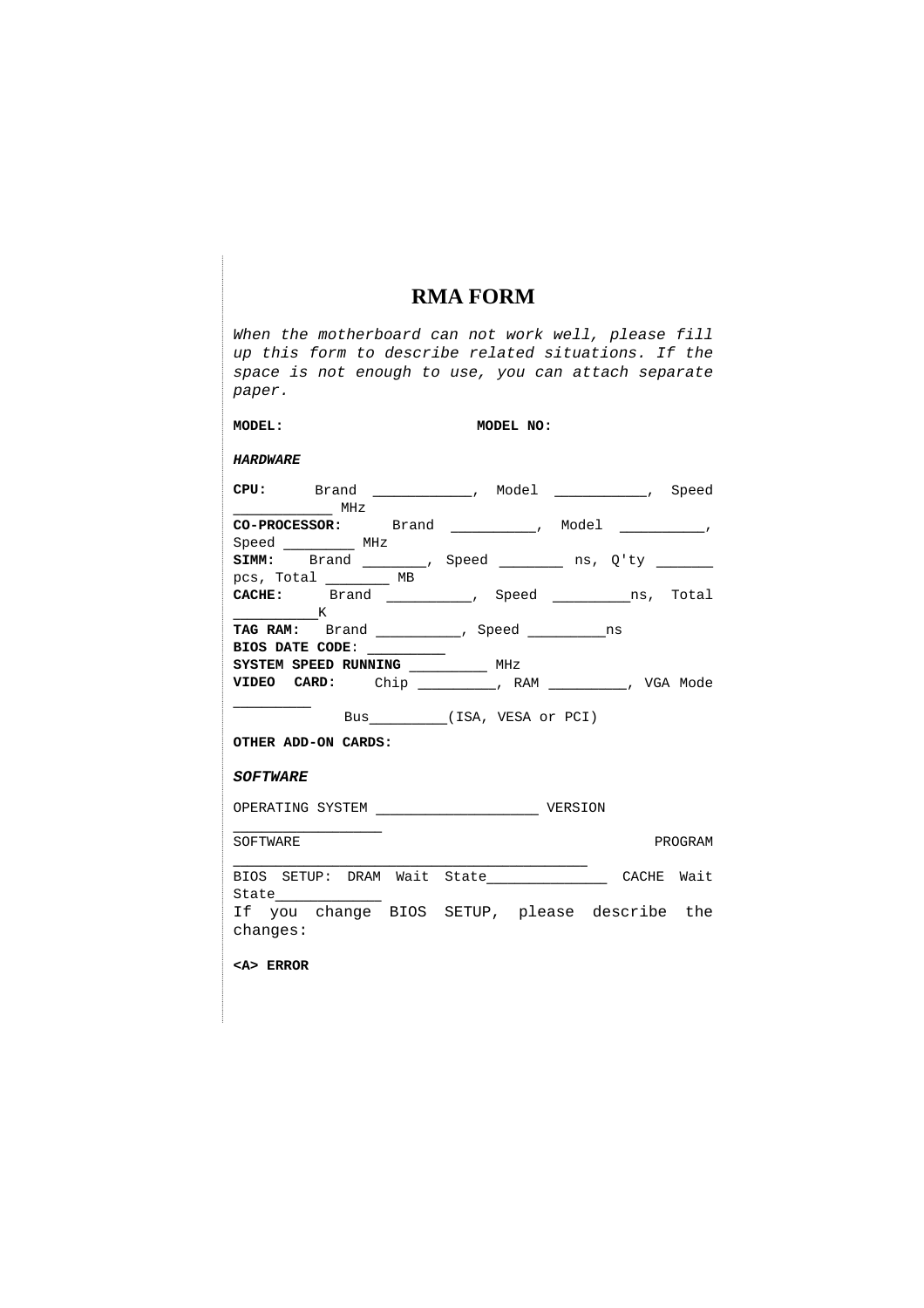# RMA FORM

*When the motherboard can not work well, please fill up this form to describe related situations. If the space is not enough to use, you can attach separate paper.*

**MODEL:** **MODEL NO:**

***HARDWARE***

**CPU:** Brand ____________, Model ___________, Speed ____________ MHz
**CO-PROCESSOR:** Brand __________, Model __________, Speed ________ MHz
**SIMM:** Brand _______, Speed _______ ns, Q'ty ______ pcs, Total _______ MB
**CACHE:** Brand __________, Speed _________ns, Total __________K
**TAG RAM:** Brand __________, Speed _________ns
**BIOS DATE CODE:** _________
**SYSTEM SPEED RUNNING** _________ MHz
**VIDEO CARD:** Chip _________, RAM _________, VGA Mode _________
Bus_________(ISA, VESA or PCI)

**OTHER ADD-ON CARDS:**

***SOFTWARE***

OPERATING SYSTEM ___________________ VERSION _________________
SOFTWARE PROGRAM ________________________________________
BIOS SETUP: DRAM Wait State______________ CACHE Wait State____________
If you change BIOS SETUP, please describe the changes:

**<A> ERROR**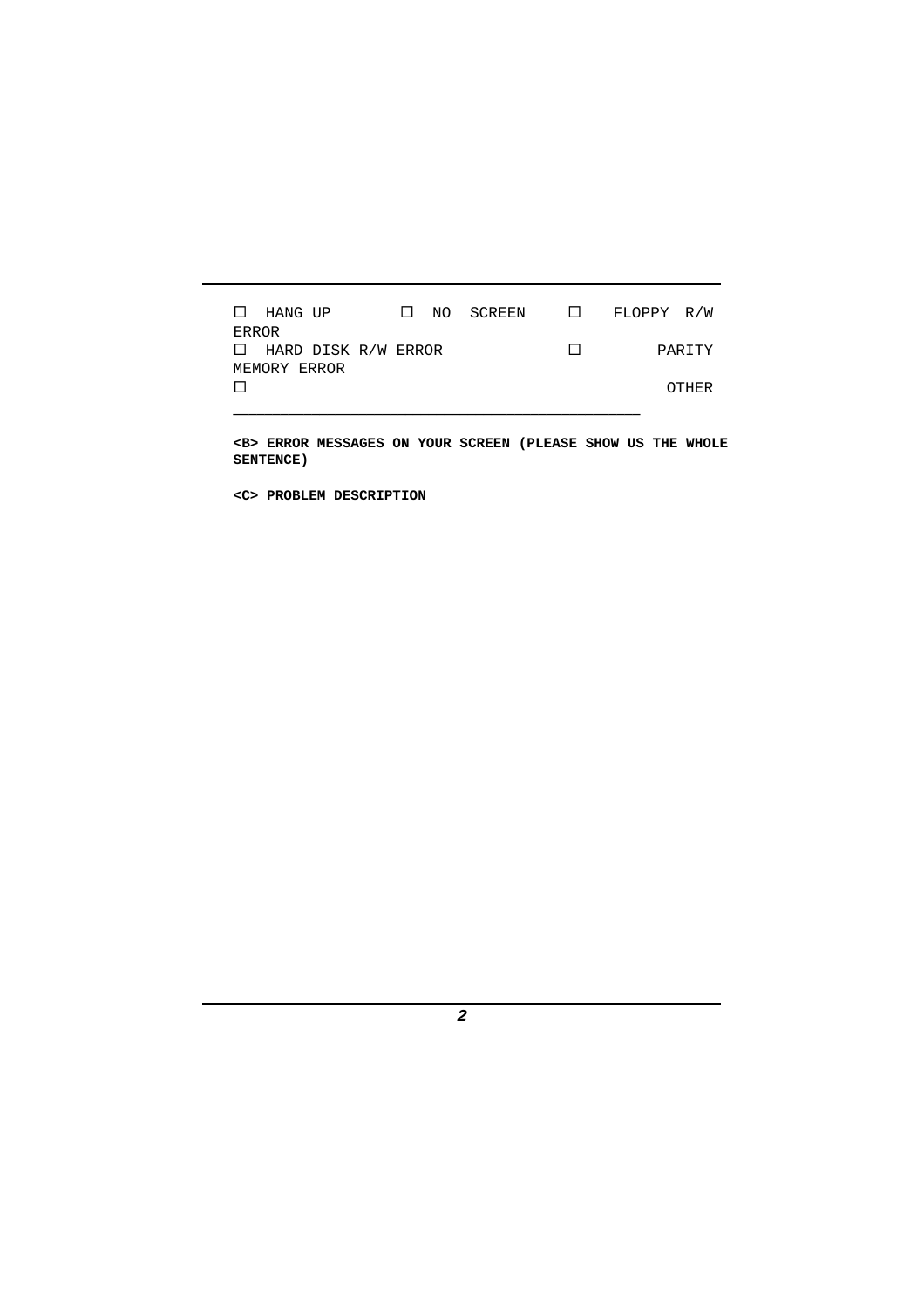☐ HANG UP ☐ NO SCREEN ☐ FLOPPY R/W ERROR

☐ HARD DISK R/W ERROR ☐ PARITY MEMORY ERROR

☐ OTHER ____________________________________________

**<B> ERROR MESSAGES ON YOUR SCREEN (PLEASE SHOW US THE WHOLE SENTENCE)**

**<C> PROBLEM DESCRIPTION**